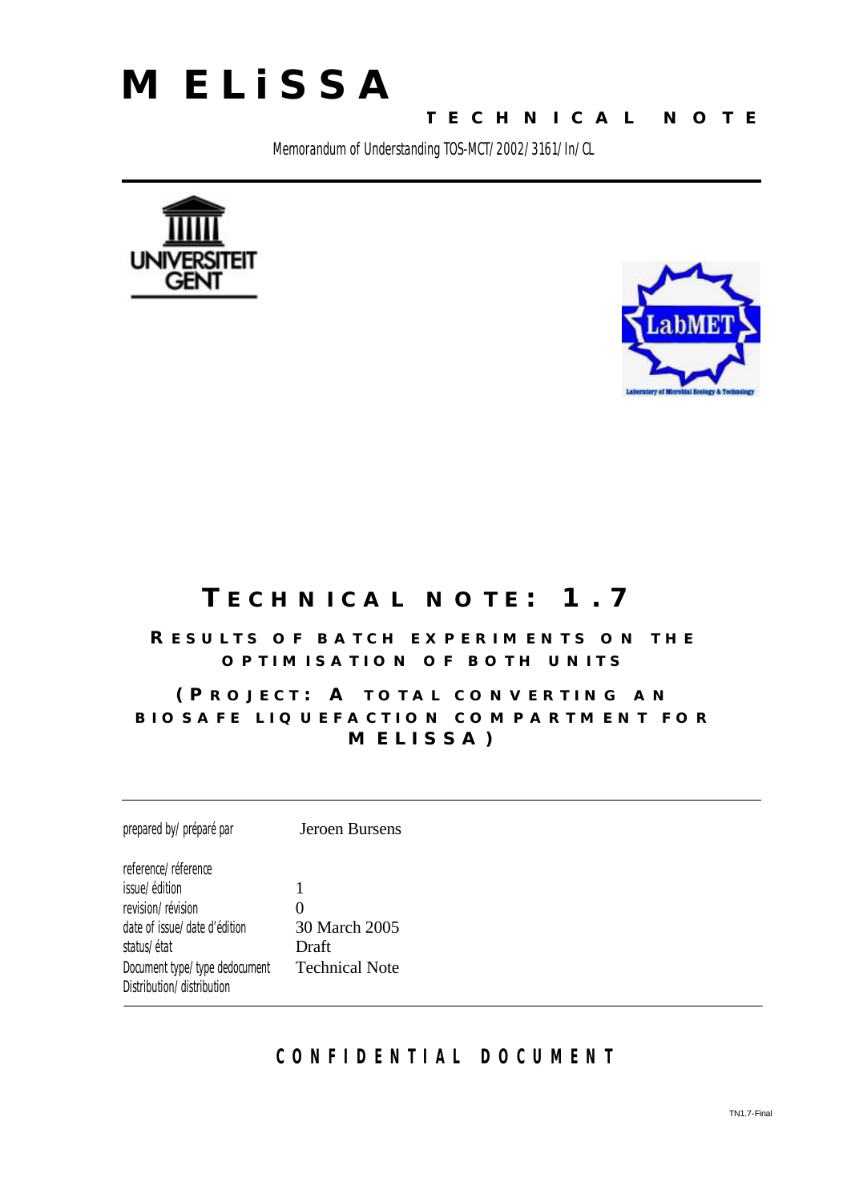# MELiSSA

**TECHNICAL NOTE**

Memorandum of Understanding TOS-MCT/2002/3161/In/CL

# TECHNICAL NOTE: 1.7

## RESULTS OF BATCH EXPERIMENTS ON THE OPTIMISATION OF BOTH UNITS

## (PROJECT: A TOTAL CONVERTING AN BIOSAFE LIQUEFACTION COMPARTMENT FOR MELISSA)

| | |
|---|---|
| prepared by/préparé par | Jeroen Bursens |
| reference/réference | |
| issue/édition | 1 |
| revision/révision | 0 |
| date of issue/date d'édition | 30 March 2005 |
| status/état | Draft |
| Document type/type dedocument | Technical Note |
| Distribution/distribution | |

**CONFIDENTIAL DOCUMENT**

TN1.7-Final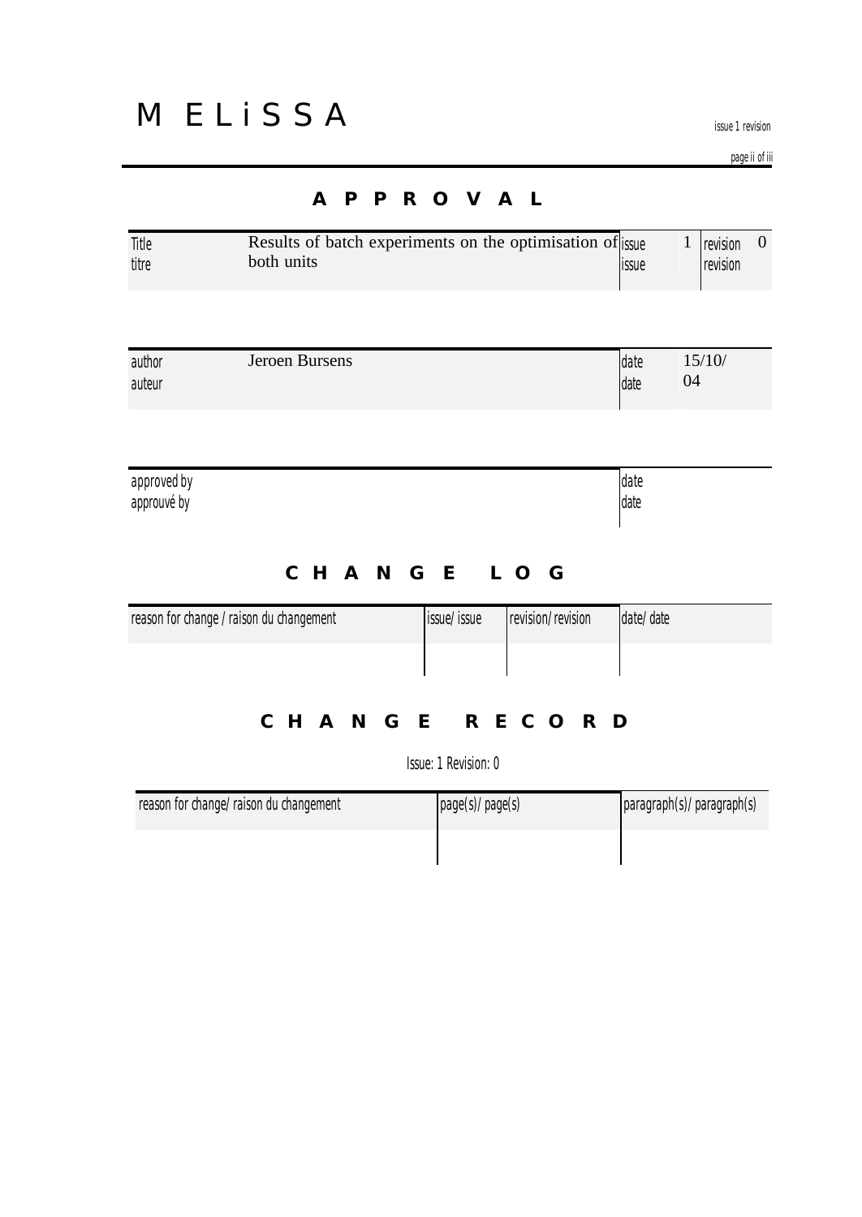## A P P R O V A L

| Title<br>titre | Results of batch experiments on the optimisation of both units | issue<br>issue | 1 | revision<br>revision | 0 |
|---|---|---|---|---|---|

| author<br>auteur | Jeroen Bursens | date<br>date | 15/10/04 |
|---|---|---|---|

| approved by<br>approuvé by | | date<br>date | |
|---|---|---|---|

## C H A N G E   L O G

| reason for change / raison du changement | issue/ issue | revision/ revision | date/ date |
|---|---|---|---|
| | | | |

## C H A N G E   R E C O R D

Issue: 1 Revision: 0

| reason for change/ raison du changement | page(s)/ page(s) | paragraph(s)/ paragraph(s) |
|---|---|---|
| | | |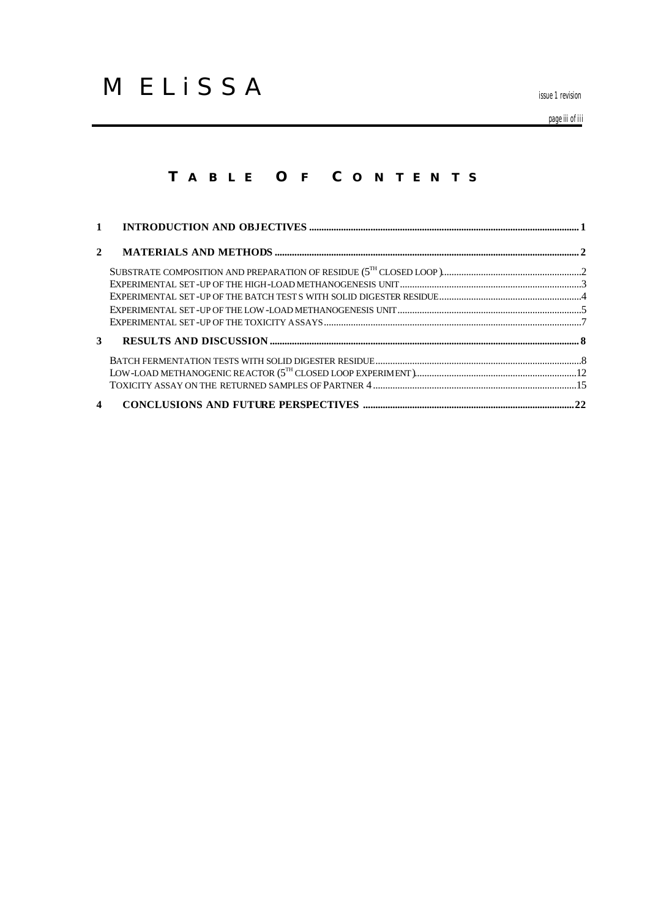# TABLE OF CONTENTS

1 INTRODUCTION AND OBJECTIVES ..... 1

2 MATERIALS AND METHODS ..... 2

- SUBSTRATE COMPOSITION AND PREPARATION OF RESIDUE ($5^{TH}$ CLOSED LOOP) ..... 2
- EXPERIMENTAL SET-UP OF THE HIGH-LOAD METHANOGENESIS UNIT ..... 3
- EXPERIMENTAL SET-UP OF THE BATCH TESTS WITH SOLID DIGESTER RESIDUE ..... 4
- EXPERIMENTAL SET-UP OF THE LOW-LOAD METHANOGENESIS UNIT ..... 5
- EXPERIMENTAL SET-UP OF THE TOXICITY ASSAYS ..... 7

3 RESULTS AND DISCUSSION ..... 8

- BATCH FERMENTATION TESTS WITH SOLID DIGESTER RESIDUE ..... 8
- LOW-LOAD METHANOGENIC REACTOR ($5^{TH}$ CLOSED LOOP EXPERIMENT) ..... 12
- TOXICITY ASSAY ON THE RETURNED SAMPLES OF PARTNER 4 ..... 15

4 CONCLUSIONS AND FUTURE PERSPECTIVES ..... 22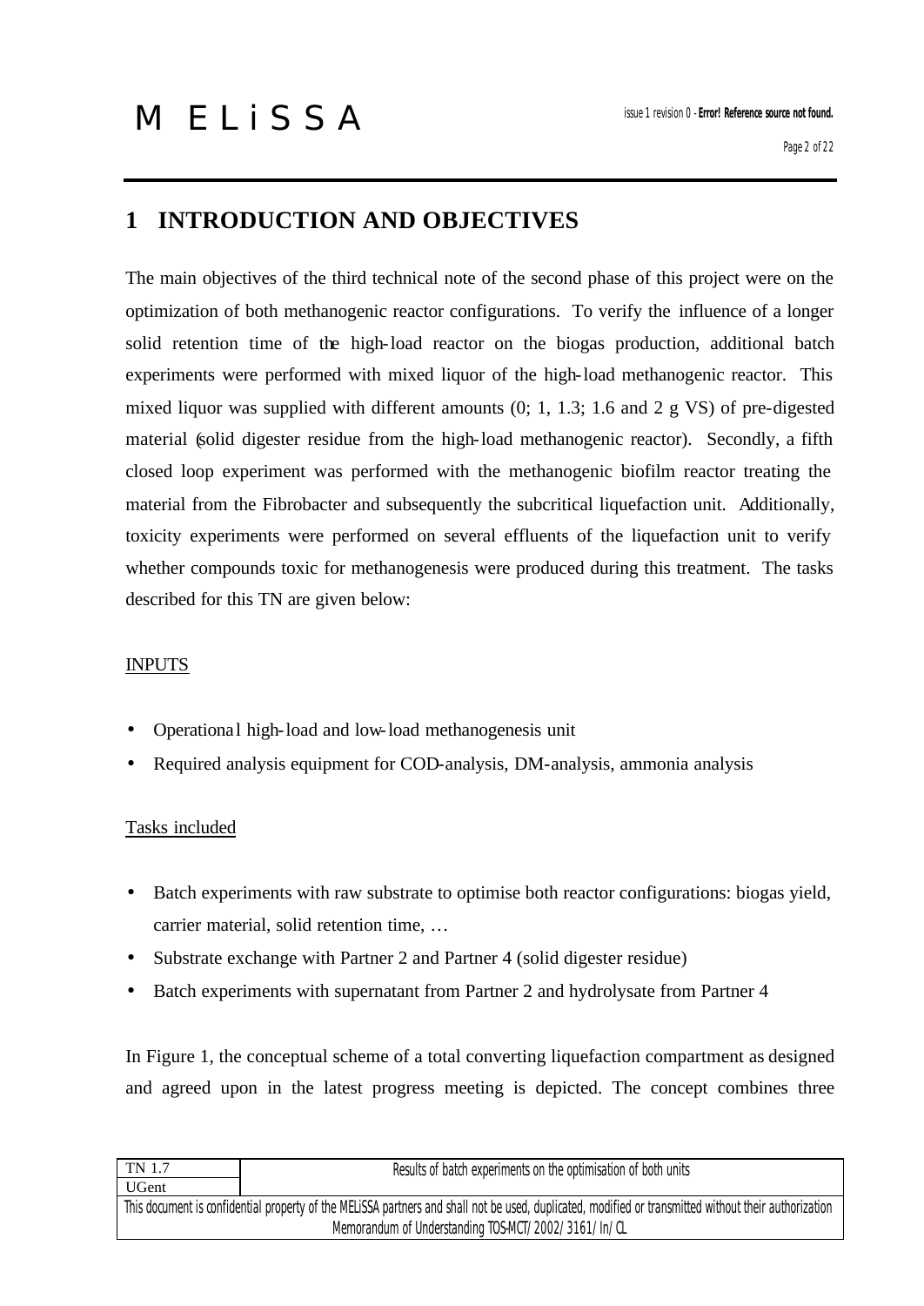# 1 INTRODUCTION AND OBJECTIVES

The main objectives of the third technical note of the second phase of this project were on the optimization of both methanogenic reactor configurations. To verify the influence of a longer solid retention time of the high-load reactor on the biogas production, additional batch experiments were performed with mixed liquor of the high-load methanogenic reactor. This mixed liquor was supplied with different amounts (0; 1, 1.3; 1.6 and 2 g VS) of pre-digested material (solid digester residue from the high-load methanogenic reactor). Secondly, a fifth closed loop experiment was performed with the methanogenic biofilm reactor treating the material from the Fibrobacter and subsequently the subcritical liquefaction unit. Additionally, toxicity experiments were performed on several effluents of the liquefaction unit to verify whether compounds toxic for methanogenesis were produced during this treatment. The tasks described for this TN are given below:

INPUTS

- Operational high-load and low-load methanogenesis unit
- Required analysis equipment for COD-analysis, DM-analysis, ammonia analysis

Tasks included

- Batch experiments with raw substrate to optimise both reactor configurations: biogas yield, carrier material, solid retention time, …
- Substrate exchange with Partner 2 and Partner 4 (solid digester residue)
- Batch experiments with supernatant from Partner 2 and hydrolysate from Partner 4

In Figure 1, the conceptual scheme of a total converting liquefaction compartment as designed and agreed upon in the latest progress meeting is depicted. The concept combines three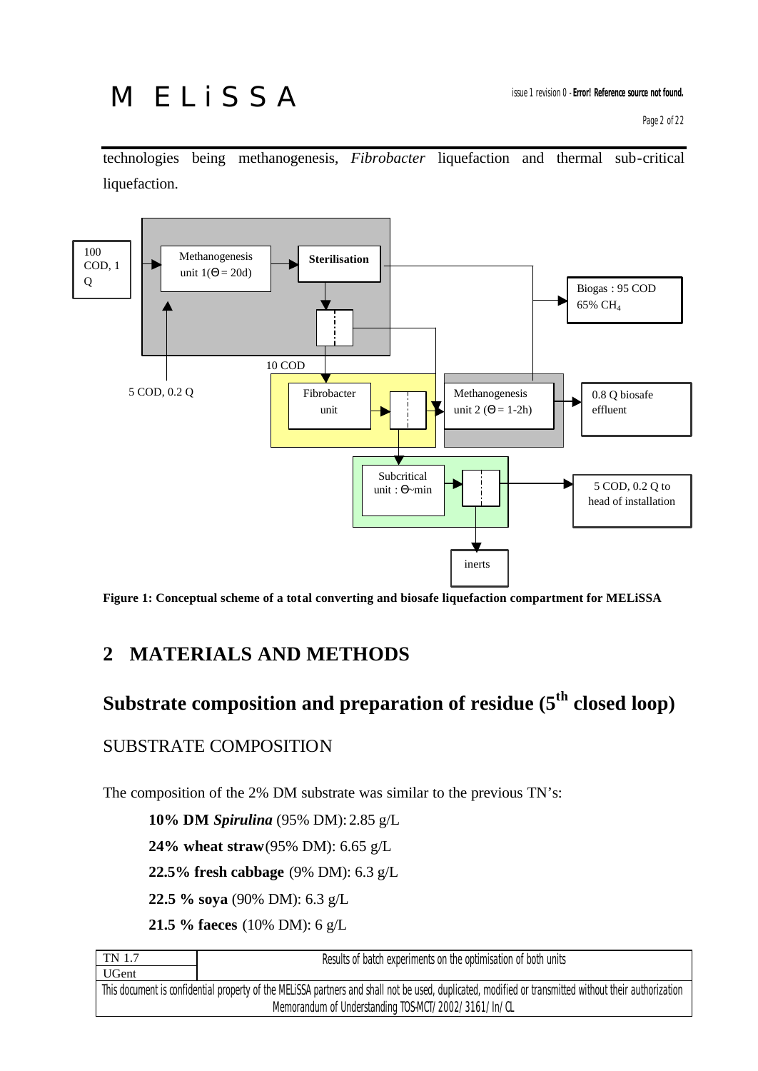technologies being methanogenesis, *Fibrobacter* liquefaction and thermal sub-critical liquefaction.

100 COD, 1 Q

Methanogenesis unit 1($\Theta$ = 20d)

**Sterilisation**

Biogas : 95 COD 65% $CH_4$

10 COD

5 COD, 0.2 Q

Fibrobacter unit

Methanogenesis unit 2 ($\Theta$ = 1-2h)

0.8 Q biosafe effluent

Subcritical unit : $\Theta$~min

5 COD, 0.2 Q to head of installation

inerts

**Figure 1: Conceptual scheme of a total converting and biosafe liquefaction compartment for MELiSSA**

# 2 MATERIALS AND METHODS

## Substrate composition and preparation of residue (5th closed loop)

### SUBSTRATE COMPOSITION

The composition of the 2% DM substrate was similar to the previous TN's:

**10% DM *Spirulina*** (95% DM): 2.85 g/L

**24% wheat straw** (95% DM): 6.65 g/L

**22.5% fresh cabbage** (9% DM): 6.3 g/L

**22.5 % soya** (90% DM): 6.3 g/L

**21.5 % faeces** (10% DM): 6 g/L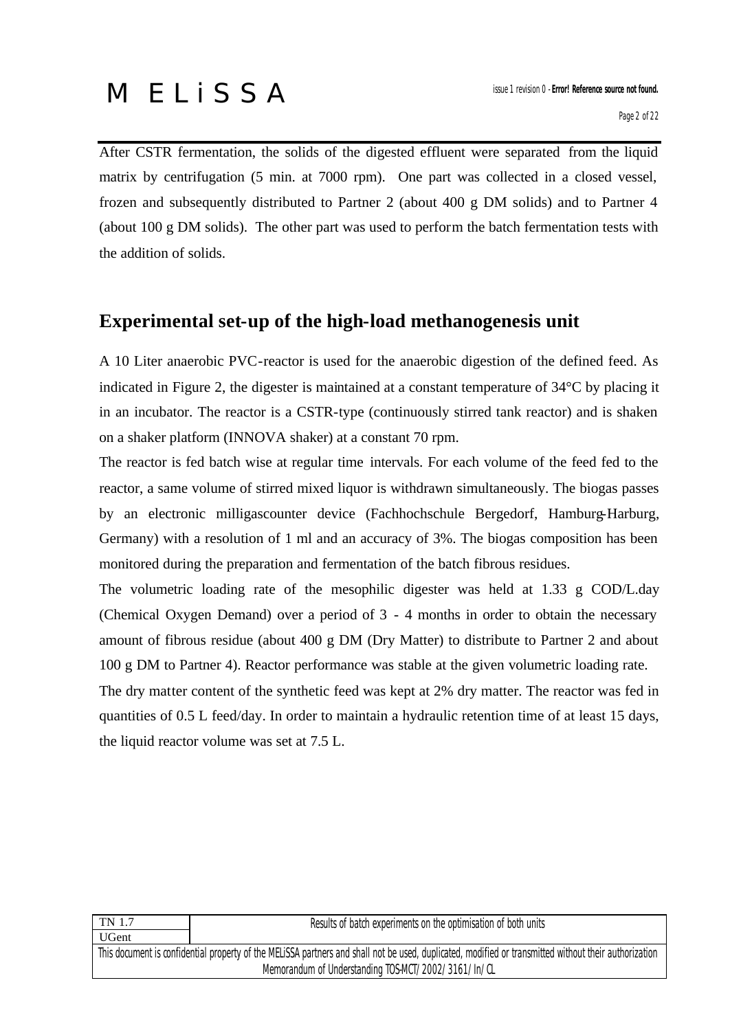After CSTR fermentation, the solids of the digested effluent were separated from the liquid matrix by centrifugation (5 min. at 7000 rpm). One part was collected in a closed vessel, frozen and subsequently distributed to Partner 2 (about 400 g DM solids) and to Partner 4 (about 100 g DM solids). The other part was used to perform the batch fermentation tests with the addition of solids.

## Experimental set-up of the high-load methanogenesis unit

A 10 Liter anaerobic PVC-reactor is used for the anaerobic digestion of the defined feed. As indicated in Figure 2, the digester is maintained at a constant temperature of 34°C by placing it in an incubator. The reactor is a CSTR-type (continuously stirred tank reactor) and is shaken on a shaker platform (INNOVA shaker) at a constant 70 rpm.

The reactor is fed batch wise at regular time intervals. For each volume of the feed fed to the reactor, a same volume of stirred mixed liquor is withdrawn simultaneously. The biogas passes by an electronic milligascounter device (Fachhochschule Bergedorf, Hamburg-Harburg, Germany) with a resolution of 1 ml and an accuracy of 3%. The biogas composition has been monitored during the preparation and fermentation of the batch fibrous residues.

The volumetric loading rate of the mesophilic digester was held at 1.33 g COD/L.day (Chemical Oxygen Demand) over a period of 3 - 4 months in order to obtain the necessary amount of fibrous residue (about 400 g DM (Dry Matter) to distribute to Partner 2 and about 100 g DM to Partner 4). Reactor performance was stable at the given volumetric loading rate.

The dry matter content of the synthetic feed was kept at 2% dry matter. The reactor was fed in quantities of 0.5 L feed/day. In order to maintain a hydraulic retention time of at least 15 days, the liquid reactor volume was set at 7.5 L.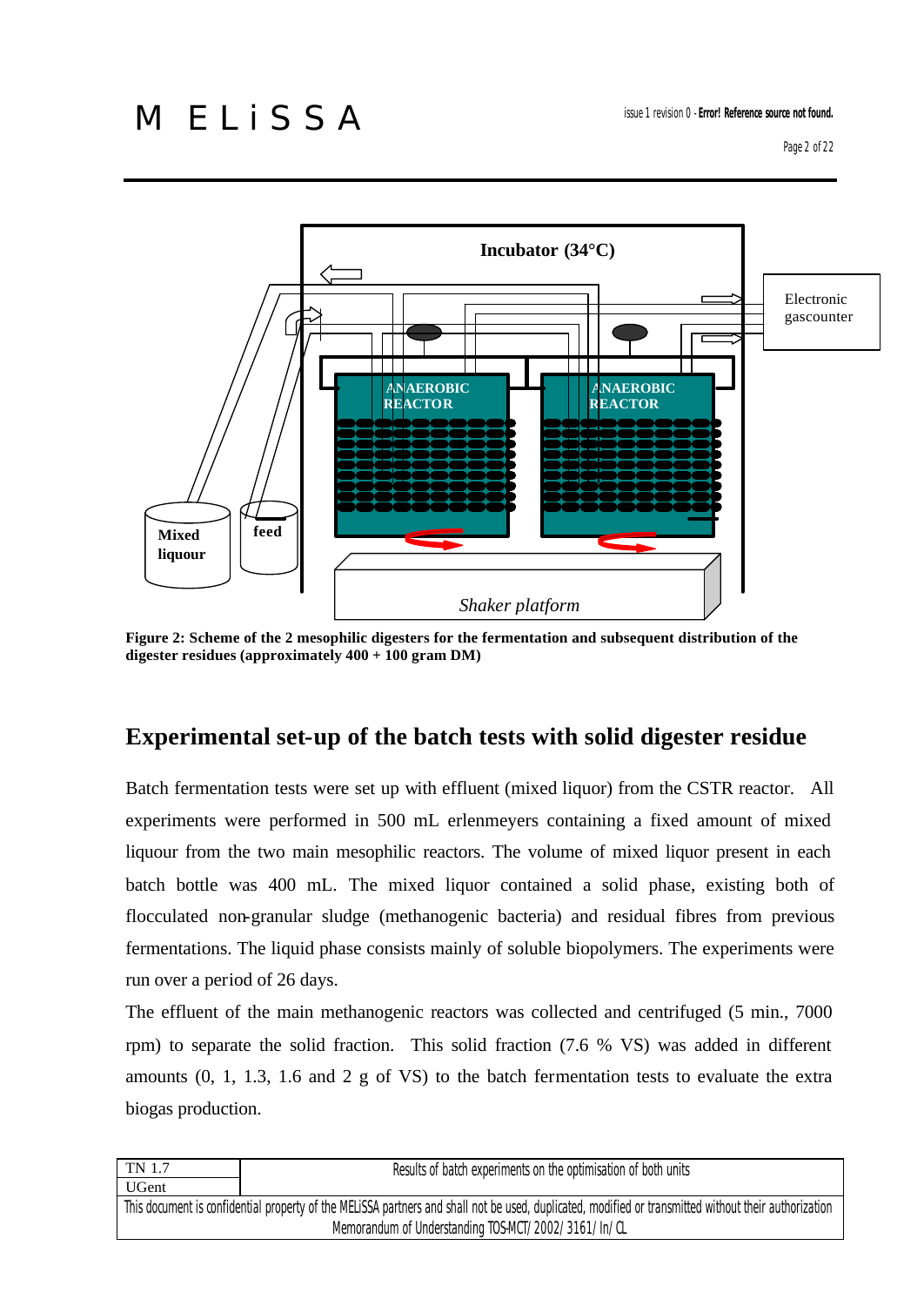Figure 2: Scheme of the 2 mesophilic digesters for the fermentation and subsequent distribution of the digester residues (approximately 400 + 100 gram DM)

## Experimental set-up of the batch tests with solid digester residue

Batch fermentation tests were set up with effluent (mixed liquor) from the CSTR reactor. All experiments were performed in 500 mL erlenmeyers containing a fixed amount of mixed liquour from the two main mesophilic reactors. The volume of mixed liquor present in each batch bottle was 400 mL. The mixed liquor contained a solid phase, existing both of flocculated non-granular sludge (methanogenic bacteria) and residual fibres from previous fermentations. The liquid phase consists mainly of soluble biopolymers. The experiments were run over a period of 26 days.

The effluent of the main methanogenic reactors was collected and centrifuged (5 min., 7000 rpm) to separate the solid fraction. This solid fraction (7.6 % VS) was added in different amounts (0, 1, 1.3, 1.6 and 2 g of VS) to the batch fermentation tests to evaluate the extra biogas production.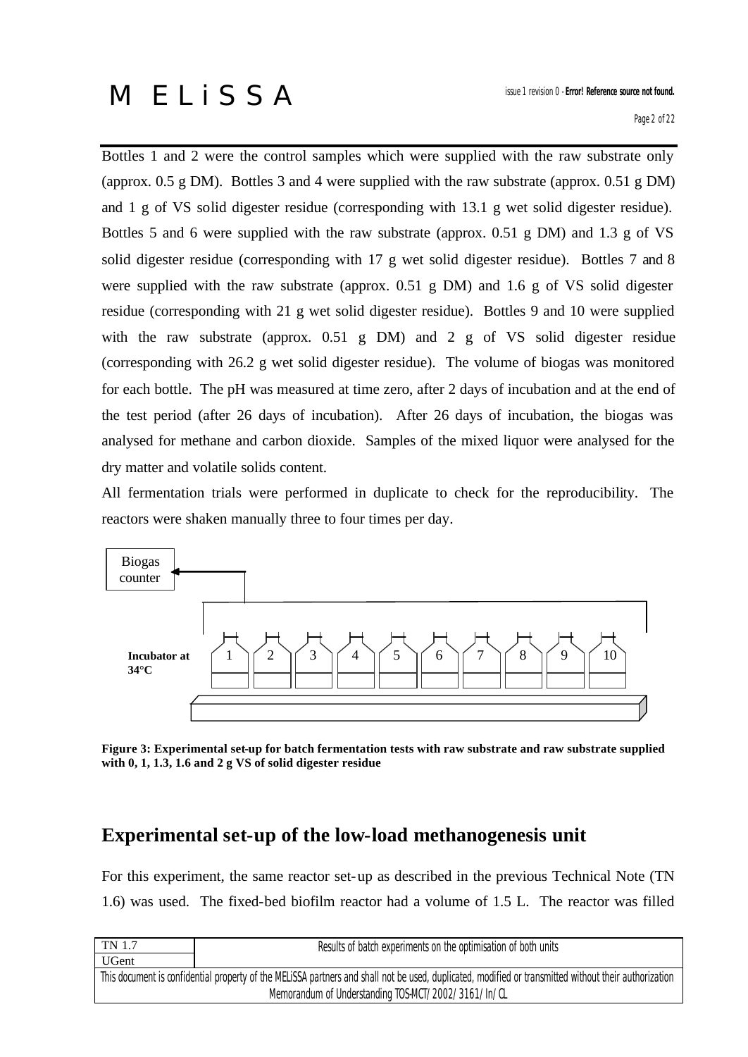Bottles 1 and 2 were the control samples which were supplied with the raw substrate only (approx. 0.5 g DM). Bottles 3 and 4 were supplied with the raw substrate (approx. 0.51 g DM) and 1 g of VS solid digester residue (corresponding with 13.1 g wet solid digester residue). Bottles 5 and 6 were supplied with the raw substrate (approx. 0.51 g DM) and 1.3 g of VS solid digester residue (corresponding with 17 g wet solid digester residue). Bottles 7 and 8 were supplied with the raw substrate (approx. 0.51 g DM) and 1.6 g of VS solid digester residue (corresponding with 21 g wet solid digester residue). Bottles 9 and 10 were supplied with the raw substrate (approx. 0.51 g DM) and 2 g of VS solid digester residue (corresponding with 26.2 g wet solid digester residue). The volume of biogas was monitored for each bottle. The pH was measured at time zero, after 2 days of incubation and at the end of the test period (after 26 days of incubation). After 26 days of incubation, the biogas was analysed for methane and carbon dioxide. Samples of the mixed liquor were analysed for the dry matter and volatile solids content.

All fermentation trials were performed in duplicate to check for the reproducibility. The reactors were shaken manually three to four times per day.

Biogas counter

Incubator at 34°C

1 2 3 4 5 6 7 8 9 10

**Figure 3: Experimental set-up for batch fermentation tests with raw substrate and raw substrate supplied with 0, 1, 1.3, 1.6 and 2 g VS of solid digester residue**

## Experimental set-up of the low-load methanogenesis unit

For this experiment, the same reactor set-up as described in the previous Technical Note (TN 1.6) was used. The fixed-bed biofilm reactor had a volume of 1.5 L. The reactor was filled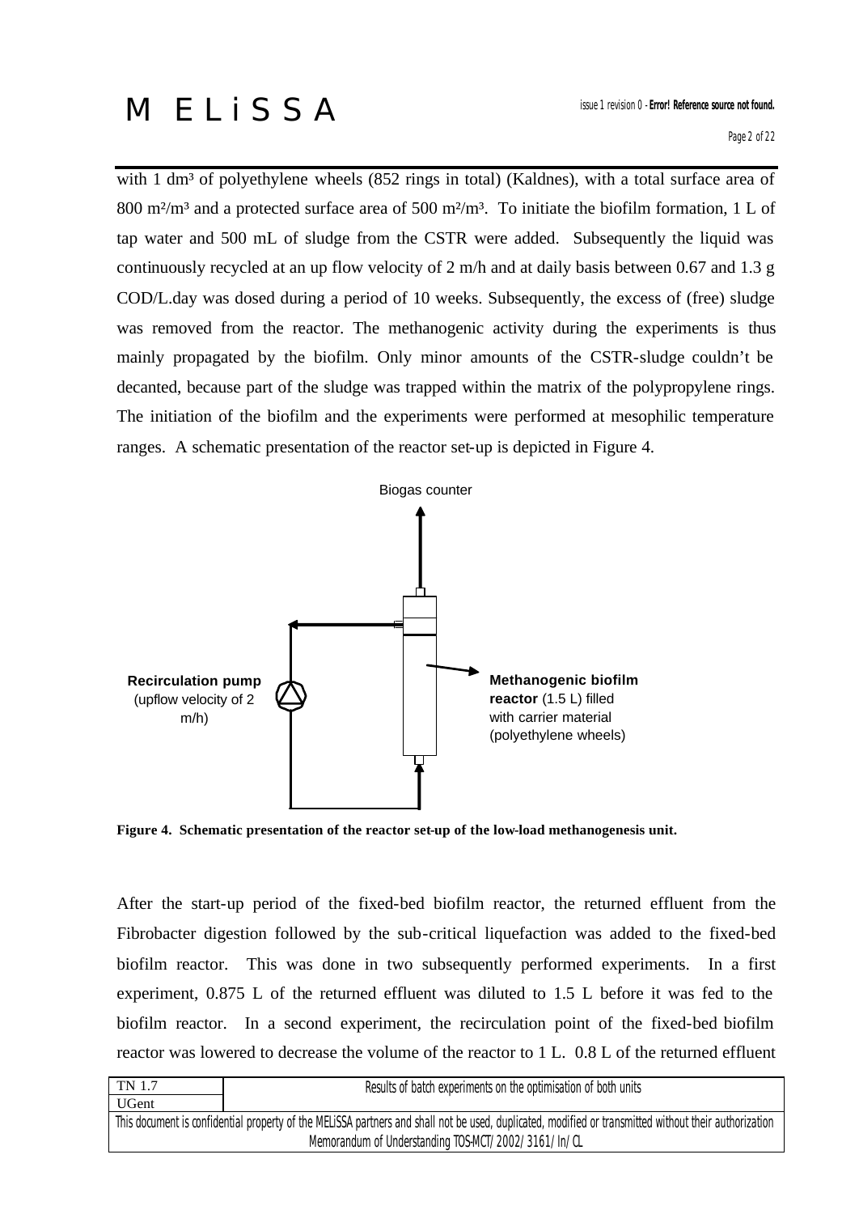with 1 dm³ of polyethylene wheels (852 rings in total) (Kaldnes), with a total surface area of 800 m²/m³ and a protected surface area of 500 m²/m³. To initiate the biofilm formation, 1 L of tap water and 500 mL of sludge from the CSTR were added. Subsequently the liquid was continuously recycled at an up flow velocity of 2 m/h and at daily basis between 0.67 and 1.3 g COD/L.day was dosed during a period of 10 weeks. Subsequently, the excess of (free) sludge was removed from the reactor. The methanogenic activity during the experiments is thus mainly propagated by the biofilm. Only minor amounts of the CSTR-sludge couldn't be decanted, because part of the sludge was trapped within the matrix of the polypropylene rings. The initiation of the biofilm and the experiments were performed at mesophilic temperature ranges. A schematic presentation of the reactor set-up is depicted in Figure 4.

Biogas counter

**Recirculation pump** (upflow velocity of 2 m/h)

**Methanogenic biofilm reactor** (1.5 L) filled with carrier material (polyethylene wheels)

**Figure 4. Schematic presentation of the reactor set-up of the low-load methanogenesis unit.**

After the start-up period of the fixed-bed biofilm reactor, the returned effluent from the Fibrobacter digestion followed by the sub-critical liquefaction was added to the fixed-bed biofilm reactor. This was done in two subsequently performed experiments. In a first experiment, 0.875 L of the returned effluent was diluted to 1.5 L before it was fed to the biofilm reactor. In a second experiment, the recirculation point of the fixed-bed biofilm reactor was lowered to decrease the volume of the reactor to 1 L. 0.8 L of the returned effluent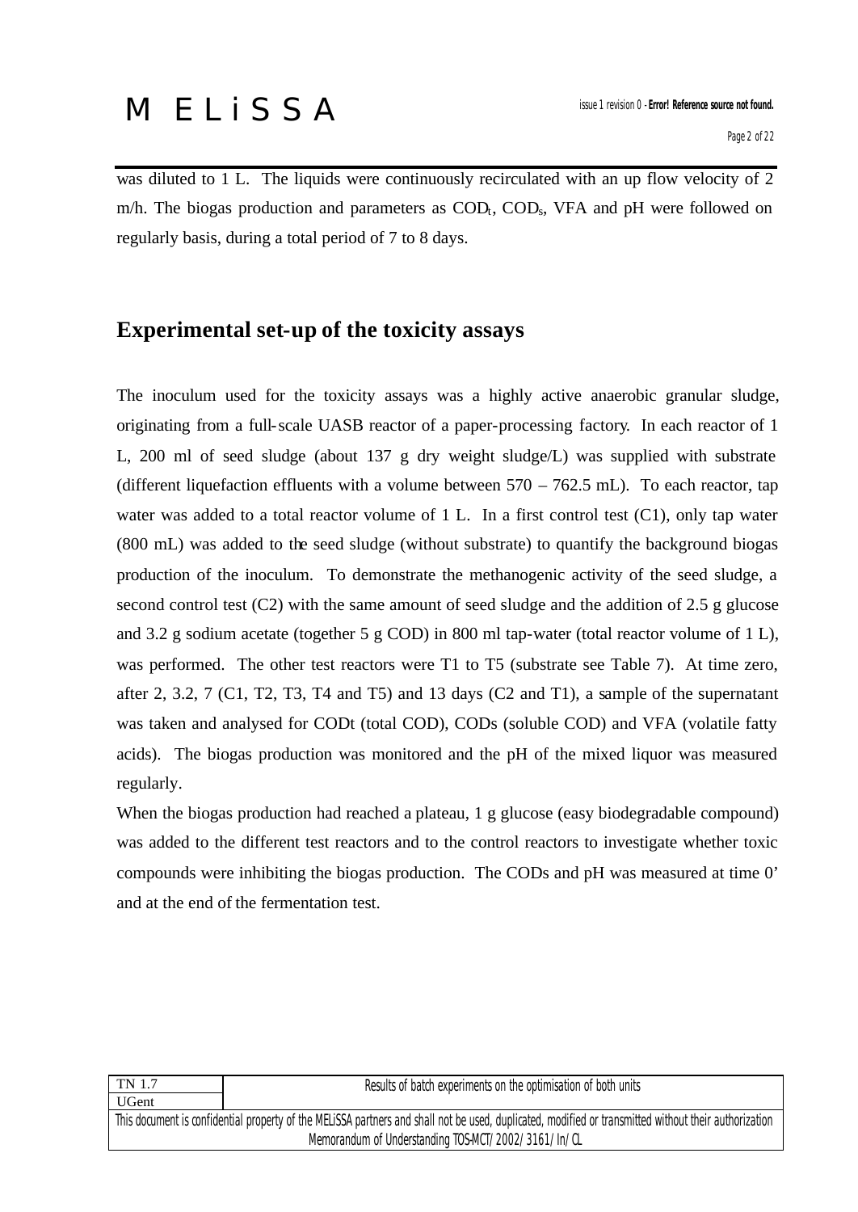was diluted to 1 L. The liquids were continuously recirculated with an up flow velocity of 2 m/h. The biogas production and parameters as $COD_t$, $COD_s$, VFA and pH were followed on regularly basis, during a total period of 7 to 8 days.

## Experimental set-up of the toxicity assays

The inoculum used for the toxicity assays was a highly active anaerobic granular sludge, originating from a full-scale UASB reactor of a paper-processing factory. In each reactor of 1 L, 200 ml of seed sludge (about 137 g dry weight sludge/L) was supplied with substrate (different liquefaction effluents with a volume between 570 – 762.5 mL). To each reactor, tap water was added to a total reactor volume of 1 L. In a first control test (C1), only tap water (800 mL) was added to the seed sludge (without substrate) to quantify the background biogas production of the inoculum. To demonstrate the methanogenic activity of the seed sludge, a second control test (C2) with the same amount of seed sludge and the addition of 2.5 g glucose and 3.2 g sodium acetate (together 5 g COD) in 800 ml tap-water (total reactor volume of 1 L), was performed. The other test reactors were T1 to T5 (substrate see Table 7). At time zero, after 2, 3.2, 7 (C1, T2, T3, T4 and T5) and 13 days (C2 and T1), a sample of the supernatant was taken and analysed for CODt (total COD), CODs (soluble COD) and VFA (volatile fatty acids). The biogas production was monitored and the pH of the mixed liquor was measured regularly.

When the biogas production had reached a plateau, 1 g glucose (easy biodegradable compound) was added to the different test reactors and to the control reactors to investigate whether toxic compounds were inhibiting the biogas production. The CODs and pH was measured at time 0' and at the end of the fermentation test.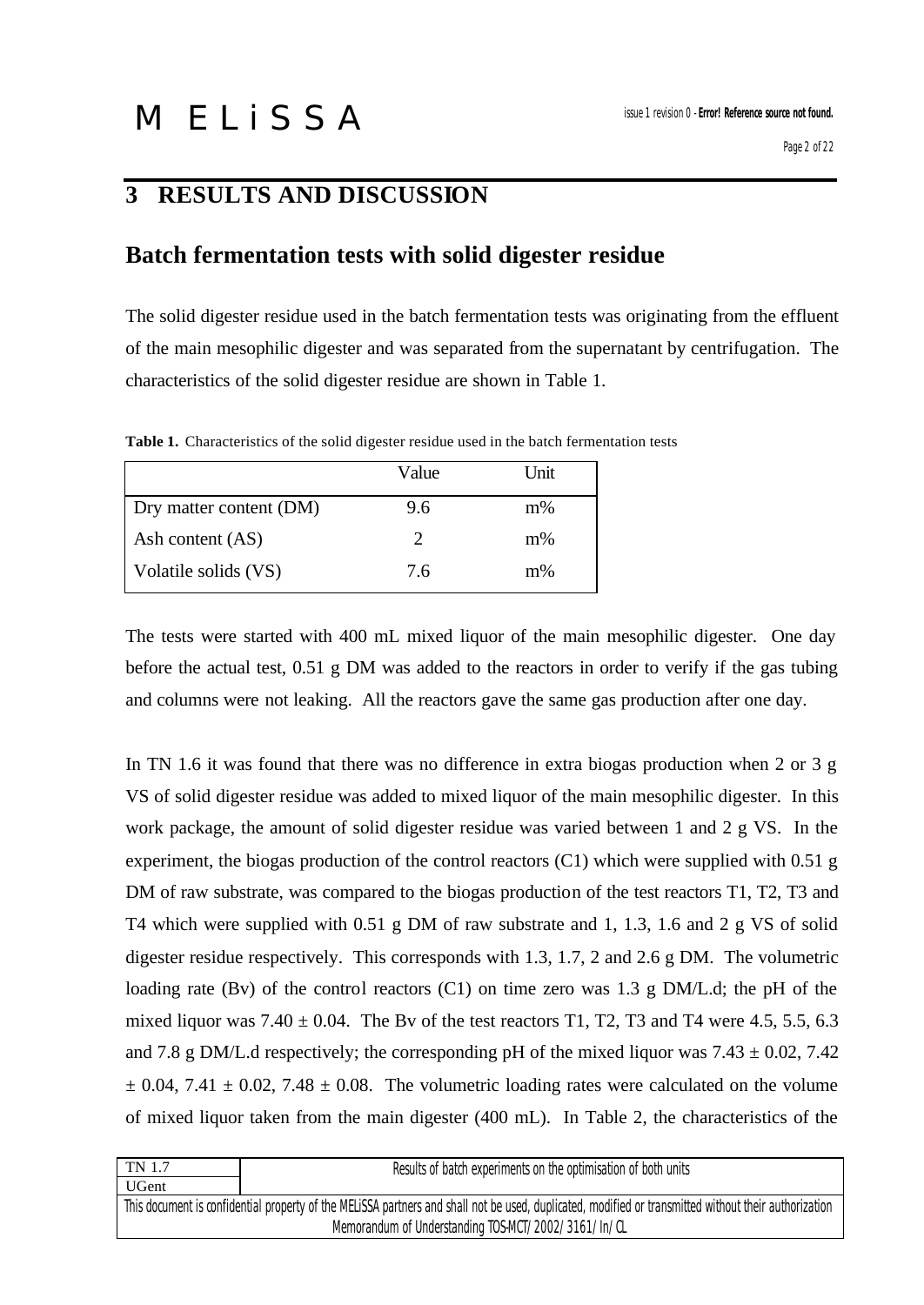# 3 RESULTS AND DISCUSSION

## Batch fermentation tests with solid digester residue

The solid digester residue used in the batch fermentation tests was originating from the effluent of the main mesophilic digester and was separated from the supernatant by centrifugation. The characteristics of the solid digester residue are shown in Table 1.

**Table 1.** Characteristics of the solid digester residue used in the batch fermentation tests

| | Value | Unit |
|---|---|---|
| Dry matter content (DM) | 9.6 | m% |
| Ash content (AS) | 2 | m% |
| Volatile solids (VS) | 7.6 | m% |

The tests were started with 400 mL mixed liquor of the main mesophilic digester. One day before the actual test, 0.51 g DM was added to the reactors in order to verify if the gas tubing and columns were not leaking. All the reactors gave the same gas production after one day.

In TN 1.6 it was found that there was no difference in extra biogas production when 2 or 3 g VS of solid digester residue was added to mixed liquor of the main mesophilic digester. In this work package, the amount of solid digester residue was varied between 1 and 2 g VS. In the experiment, the biogas production of the control reactors (C1) which were supplied with 0.51 g DM of raw substrate, was compared to the biogas production of the test reactors T1, T2, T3 and T4 which were supplied with 0.51 g DM of raw substrate and 1, 1.3, 1.6 and 2 g VS of solid digester residue respectively. This corresponds with 1.3, 1.7, 2 and 2.6 g DM. The volumetric loading rate (Bv) of the control reactors (C1) on time zero was 1.3 g DM/L.d; the pH of the mixed liquor was $7.40 \pm 0.04$. The Bv of the test reactors T1, T2, T3 and T4 were 4.5, 5.5, 6.3 and 7.8 g DM/L.d respectively; the corresponding pH of the mixed liquor was $7.43 \pm 0.02$, $7.42 \pm 0.04$, $7.41 \pm 0.02$, $7.48 \pm 0.08$. The volumetric loading rates were calculated on the volume of mixed liquor taken from the main digester (400 mL). In Table 2, the characteristics of the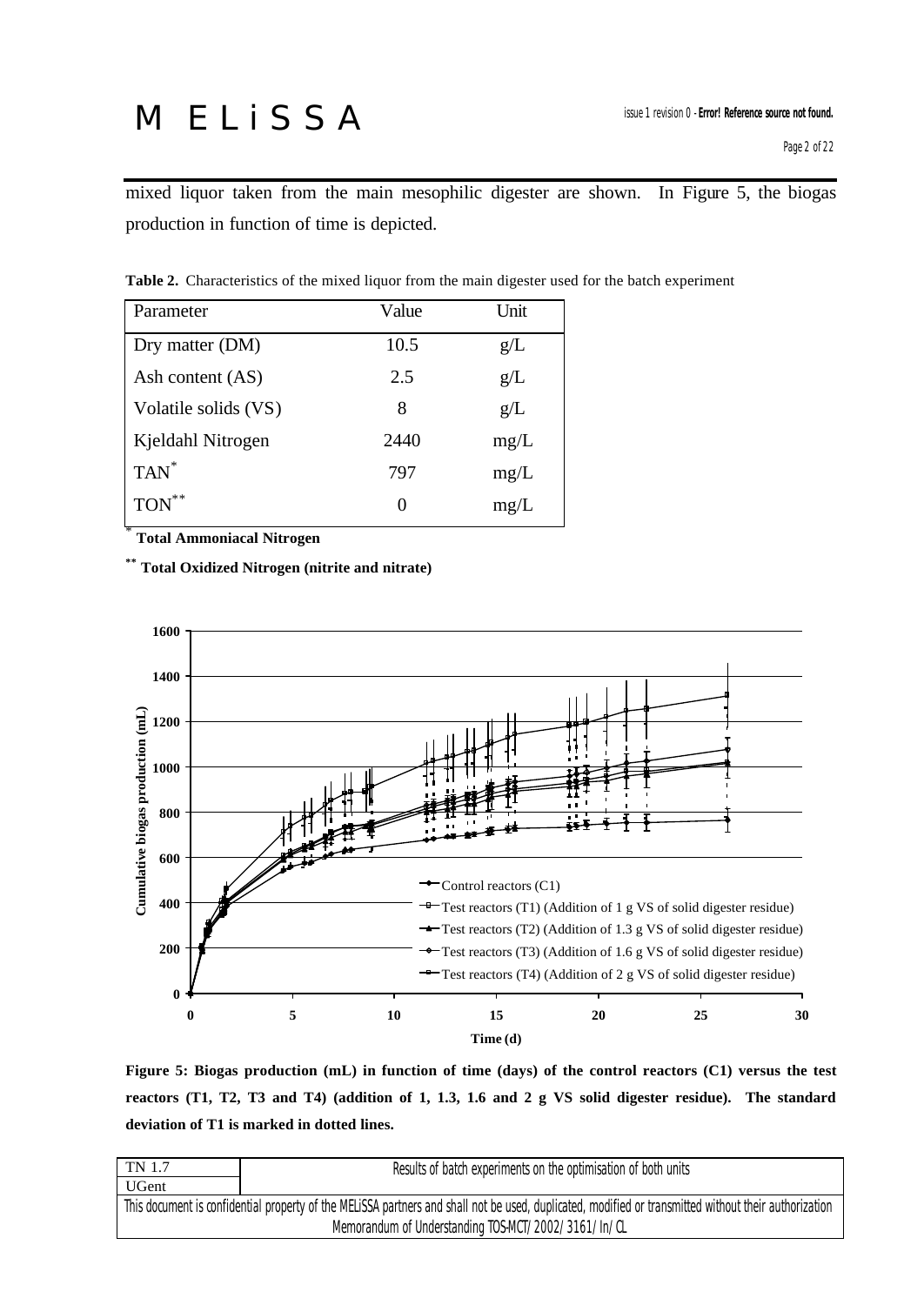mixed liquor taken from the main mesophilic digester are shown. In Figure 5, the biogas production in function of time is depicted.

**Table 2.** Characteristics of the mixed liquor from the main digester used for the batch experiment

| Parameter | Value | Unit |
|---|---|---|
| Dry matter (DM) | 10.5 | g/L |
| Ash content (AS) | 2.5 | g/L |
| Volatile solids (VS) | 8 | g/L |
| Kjeldahl Nitrogen | 2440 | mg/L |
| TAN* | 797 | mg/L |
| TON** | 0 | mg/L |

\* **Total Ammoniacal Nitrogen**

\*\* **Total Oxidized Nitrogen (nitrite and nitrate)**

**Figure 5: Biogas production (mL) in function of time (days) of the control reactors (C1) versus the test reactors (T1, T2, T3 and T4) (addition of 1, 1.3, 1.6 and 2 g VS solid digester residue). The standard deviation of T1 is marked in dotted lines.**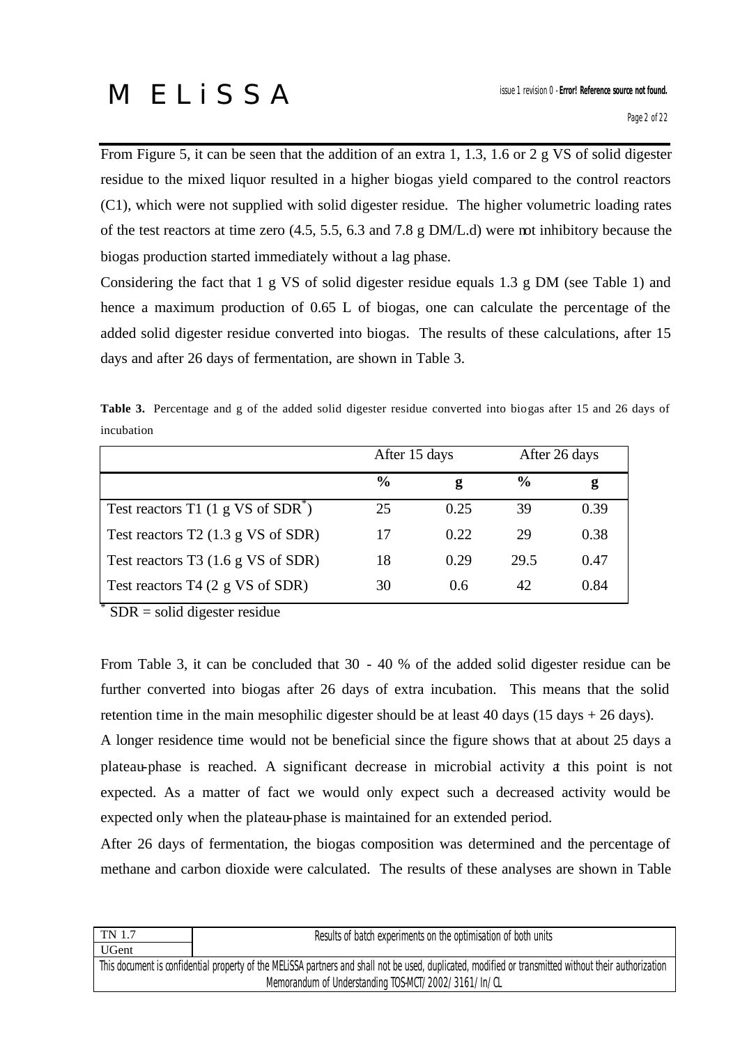From Figure 5, it can be seen that the addition of an extra 1, 1.3, 1.6 or 2 g VS of solid digester residue to the mixed liquor resulted in a higher biogas yield compared to the control reactors (C1), which were not supplied with solid digester residue. The higher volumetric loading rates of the test reactors at time zero (4.5, 5.5, 6.3 and 7.8 g DM/L.d) were not inhibitory because the biogas production started immediately without a lag phase.

Considering the fact that 1 g VS of solid digester residue equals 1.3 g DM (see Table 1) and hence a maximum production of 0.65 L of biogas, one can calculate the percentage of the added solid digester residue converted into biogas. The results of these calculations, after 15 days and after 26 days of fermentation, are shown in Table 3.

**Table 3.** Percentage and g of the added solid digester residue converted into biogas after 15 and 26 days of incubation

| | After 15 days | | After 26 days | |
|---|---|---|---|---|
| | **%** | **g** | **%** | **g** |
| Test reactors T1 (1 g VS of SDR*) | 25 | 0.25 | 39 | 0.39 |
| Test reactors T2 (1.3 g VS of SDR) | 17 | 0.22 | 29 | 0.38 |
| Test reactors T3 (1.6 g VS of SDR) | 18 | 0.29 | 29.5 | 0.47 |
| Test reactors T4 (2 g VS of SDR) | 30 | 0.6 | 42 | 0.84 |

\* SDR = solid digester residue

From Table 3, it can be concluded that 30 - 40 % of the added solid digester residue can be further converted into biogas after 26 days of extra incubation. This means that the solid retention time in the main mesophilic digester should be at least 40 days (15 days + 26 days).

A longer residence time would not be beneficial since the figure shows that at about 25 days a plateau-phase is reached. A significant decrease in microbial activity at this point is not expected. As a matter of fact we would only expect such a decreased activity would be expected only when the plateau-phase is maintained for an extended period.

After 26 days of fermentation, the biogas composition was determined and the percentage of methane and carbon dioxide were calculated. The results of these analyses are shown in Table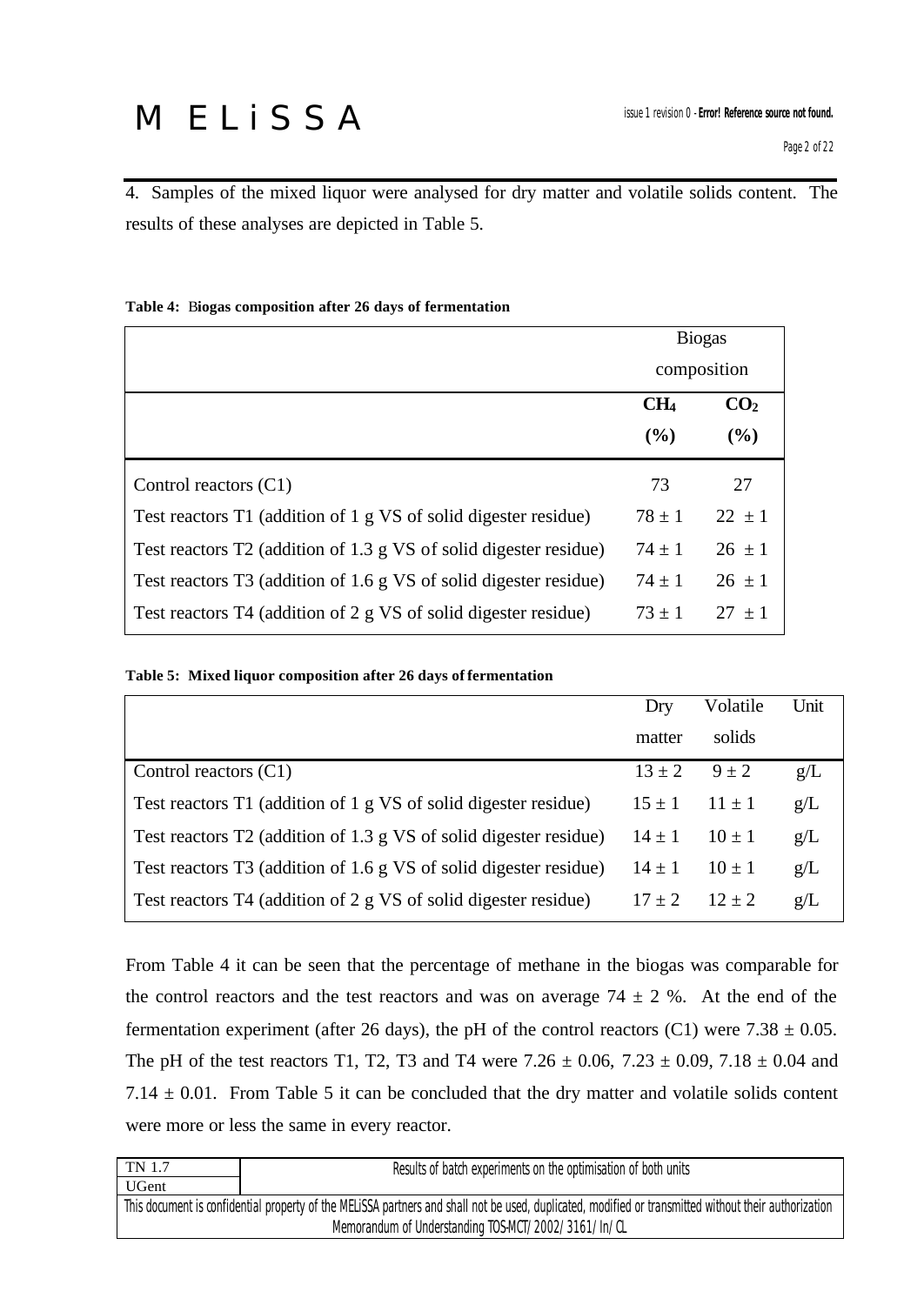4. Samples of the mixed liquor were analysed for dry matter and volatile solids content. The results of these analyses are depicted in Table 5.

**Table 4: Biogas composition after 26 days of fermentation**

| | Biogas composition | |
|---|---|---|
| | $CH_4$ (%) | $CO_2$ (%) |
| Control reactors (C1) | 73 | 27 |
| Test reactors T1 (addition of 1 g VS of solid digester residue) | 78 ± 1 | 22 ± 1 |
| Test reactors T2 (addition of 1.3 g VS of solid digester residue) | 74 ± 1 | 26 ± 1 |
| Test reactors T3 (addition of 1.6 g VS of solid digester residue) | 74 ± 1 | 26 ± 1 |
| Test reactors T4 (addition of 2 g VS of solid digester residue) | 73 ± 1 | 27 ± 1 |

**Table 5: Mixed liquor composition after 26 days of fermentation**

| | Dry matter | Volatile solids | Unit |
|---|---|---|---|
| Control reactors (C1) | 13 ± 2 | 9 ± 2 | g/L |
| Test reactors T1 (addition of 1 g VS of solid digester residue) | 15 ± 1 | 11 ± 1 | g/L |
| Test reactors T2 (addition of 1.3 g VS of solid digester residue) | 14 ± 1 | 10 ± 1 | g/L |
| Test reactors T3 (addition of 1.6 g VS of solid digester residue) | 14 ± 1 | 10 ± 1 | g/L |
| Test reactors T4 (addition of 2 g VS of solid digester residue) | 17 ± 2 | 12 ± 2 | g/L |

From Table 4 it can be seen that the percentage of methane in the biogas was comparable for the control reactors and the test reactors and was on average 74 ± 2 %. At the end of the fermentation experiment (after 26 days), the pH of the control reactors (C1) were 7.38 ± 0.05. The pH of the test reactors T1, T2, T3 and T4 were 7.26 ± 0.06, 7.23 ± 0.09, 7.18 ± 0.04 and 7.14 ± 0.01. From Table 5 it can be concluded that the dry matter and volatile solids content were more or less the same in every reactor.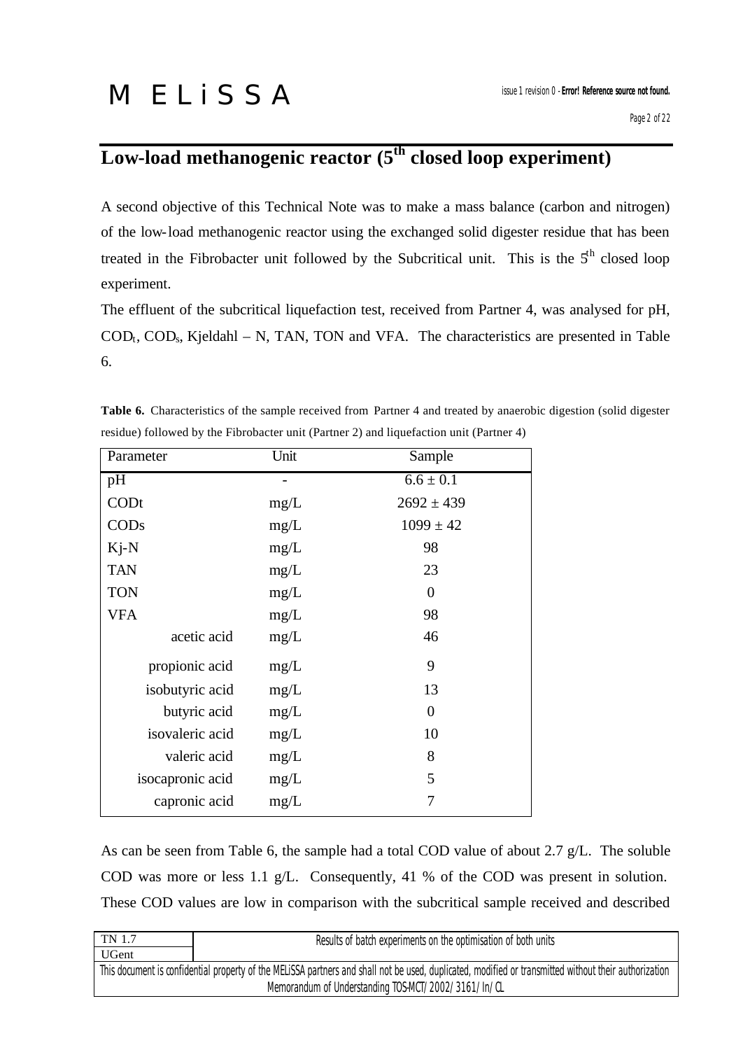# Low-load methanogenic reactor (5[th] closed loop experiment)

A second objective of this Technical Note was to make a mass balance (carbon and nitrogen) of the low-load methanogenic reactor using the exchanged solid digester residue that has been treated in the Fibrobacter unit followed by the Subcritical unit. This is the 5[th] closed loop experiment.

The effluent of the subcritical liquefaction test, received from Partner 4, was analysed for pH, $COD_t$, $COD_s$, Kjeldahl – N, TAN, TON and VFA. The characteristics are presented in Table 6.

**Table 6.** Characteristics of the sample received from Partner 4 and treated by anaerobic digestion (solid digester residue) followed by the Fibrobacter unit (Partner 2) and liquefaction unit (Partner 4)

| Parameter | Unit | Sample |
|---|---|---|
| pH | - | $6.6 \pm 0.1$ |
| CODt | mg/L | $2692 \pm 439$ |
| CODs | mg/L | $1099 \pm 42$ |
| Kj-N | mg/L | 98 |
| TAN | mg/L | 23 |
| TON | mg/L | 0 |
| VFA | mg/L | 98 |
| acetic acid | mg/L | 46 |
| propionic acid | mg/L | 9 |
| isobutyric acid | mg/L | 13 |
| butyric acid | mg/L | 0 |
| isovaleric acid | mg/L | 10 |
| valeric acid | mg/L | 8 |
| isocapronic acid | mg/L | 5 |
| capronic acid | mg/L | 7 |

As can be seen from Table 6, the sample had a total COD value of about 2.7 g/L. The soluble COD was more or less 1.1 g/L. Consequently, 41 % of the COD was present in solution. These COD values are low in comparison with the subcritical sample received and described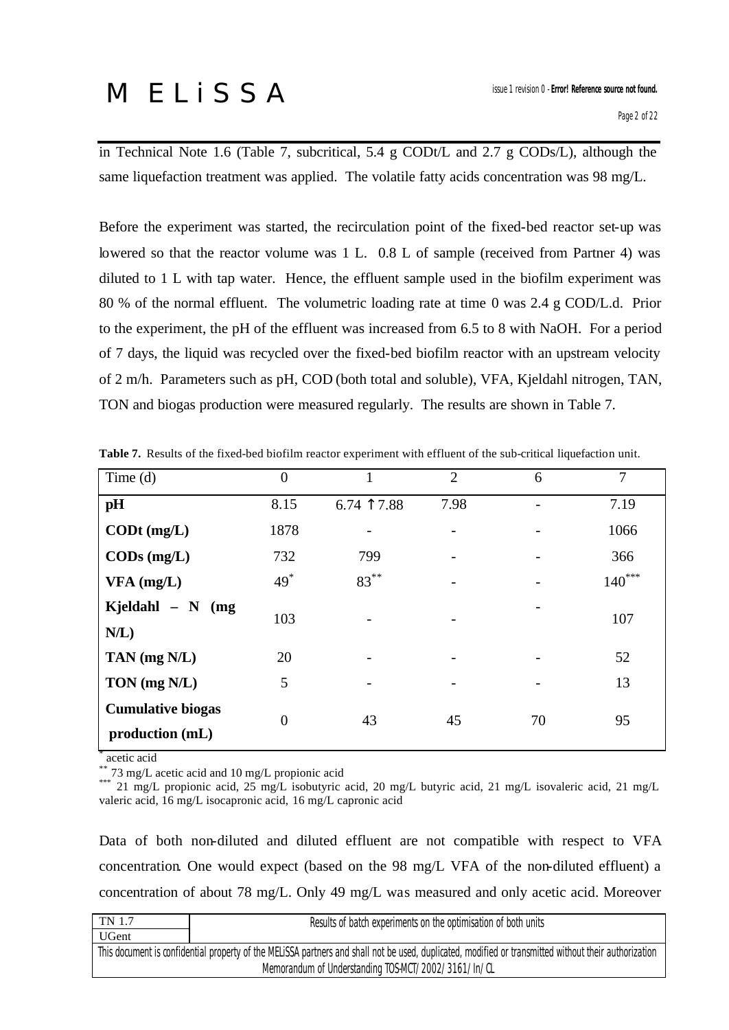in Technical Note 1.6 (Table 7, subcritical, 5.4 g CODt/L and 2.7 g CODs/L), although the same liquefaction treatment was applied. The volatile fatty acids concentration was 98 mg/L.

Before the experiment was started, the recirculation point of the fixed-bed reactor set-up was lowered so that the reactor volume was 1 L. 0.8 L of sample (received from Partner 4) was diluted to 1 L with tap water. Hence, the effluent sample used in the biofilm experiment was 80 % of the normal effluent. The volumetric loading rate at time 0 was 2.4 g COD/L.d. Prior to the experiment, the pH of the effluent was increased from 6.5 to 8 with NaOH. For a period of 7 days, the liquid was recycled over the fixed-bed biofilm reactor with an upstream velocity of 2 m/h. Parameters such as pH, COD (both total and soluble), VFA, Kjeldahl nitrogen, TAN, TON and biogas production were measured regularly. The results are shown in Table 7.

**Table 7.** Results of the fixed-bed biofilm reactor experiment with effluent of the sub-critical liquefaction unit.

| Time (d) | 0 | 1 | 2 | 6 | 7 |
|---|---|---|---|---|---|
| **pH** | 8.15 | 6.74 ↑ 7.88 | 7.98 | - | 7.19 |
| **CODt (mg/L)** | 1878 | - | - | - | 1066 |
| **CODs (mg/L)** | 732 | 799 | - | - | 366 |
| **VFA (mg/L)** | 49* | 83** | - | - | 140*** |
| **Kjeldahl – N (mg N/L)** | 103 | - | - | - | 107 |
| **TAN (mg N/L)** | 20 | - | - | - | 52 |
| **TON (mg N/L)** | 5 | - | - | - | 13 |
| **Cumulative biogas production (mL)** | 0 | 43 | 45 | 70 | 95 |

* acetic acid

** 73 mg/L acetic acid and 10 mg/L propionic acid

*** 21 mg/L propionic acid, 25 mg/L isobutyric acid, 20 mg/L butyric acid, 21 mg/L isovaleric acid, 21 mg/L valeric acid, 16 mg/L isocapronic acid, 16 mg/L capronic acid

Data of both non-diluted and diluted effluent are not compatible with respect to VFA concentration. One would expect (based on the 98 mg/L VFA of the non-diluted effluent) a concentration of about 78 mg/L. Only 49 mg/L was measured and only acetic acid. Moreover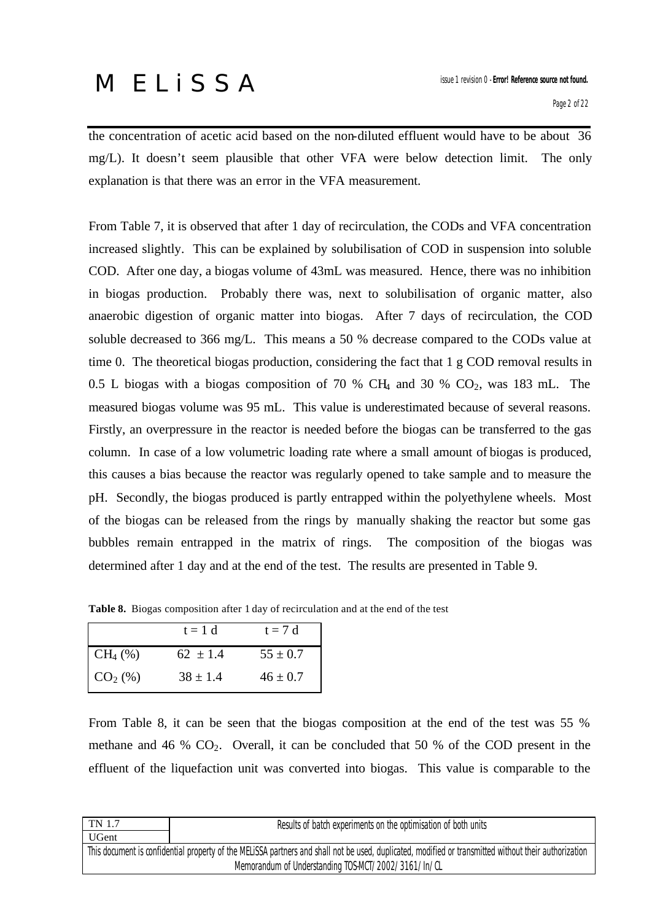the concentration of acetic acid based on the non-diluted effluent would have to be about 36 mg/L). It doesn't seem plausible that other VFA were below detection limit. The only explanation is that there was an error in the VFA measurement.

From Table 7, it is observed that after 1 day of recirculation, the CODs and VFA concentration increased slightly. This can be explained by solubilisation of COD in suspension into soluble COD. After one day, a biogas volume of 43mL was measured. Hence, there was no inhibition in biogas production. Probably there was, next to solubilisation of organic matter, also anaerobic digestion of organic matter into biogas. After 7 days of recirculation, the COD soluble decreased to 366 mg/L. This means a 50 % decrease compared to the CODs value at time 0. The theoretical biogas production, considering the fact that 1 g COD removal results in 0.5 L biogas with a biogas composition of 70 % $CH_4$ and 30 % $CO_2$, was 183 mL. The measured biogas volume was 95 mL. This value is underestimated because of several reasons. Firstly, an overpressure in the reactor is needed before the biogas can be transferred to the gas column. In case of a low volumetric loading rate where a small amount of biogas is produced, this causes a bias because the reactor was regularly opened to take sample and to measure the pH. Secondly, the biogas produced is partly entrapped within the polyethylene wheels. Most of the biogas can be released from the rings by manually shaking the reactor but some gas bubbles remain entrapped in the matrix of rings. The composition of the biogas was determined after 1 day and at the end of the test. The results are presented in Table 9.

**Table 8.** Biogas composition after 1 day of recirculation and at the end of the test

| | t = 1 d | t = 7 d |
|---|---|---|
| $CH_4$ (%) | 62 ± 1.4 | 55 ± 0.7 |
| $CO_2$ (%) | 38 ± 1.4 | 46 ± 0.7 |

From Table 8, it can be seen that the biogas composition at the end of the test was 55 % methane and 46 % $CO_2$. Overall, it can be concluded that 50 % of the COD present in the effluent of the liquefaction unit was converted into biogas. This value is comparable to the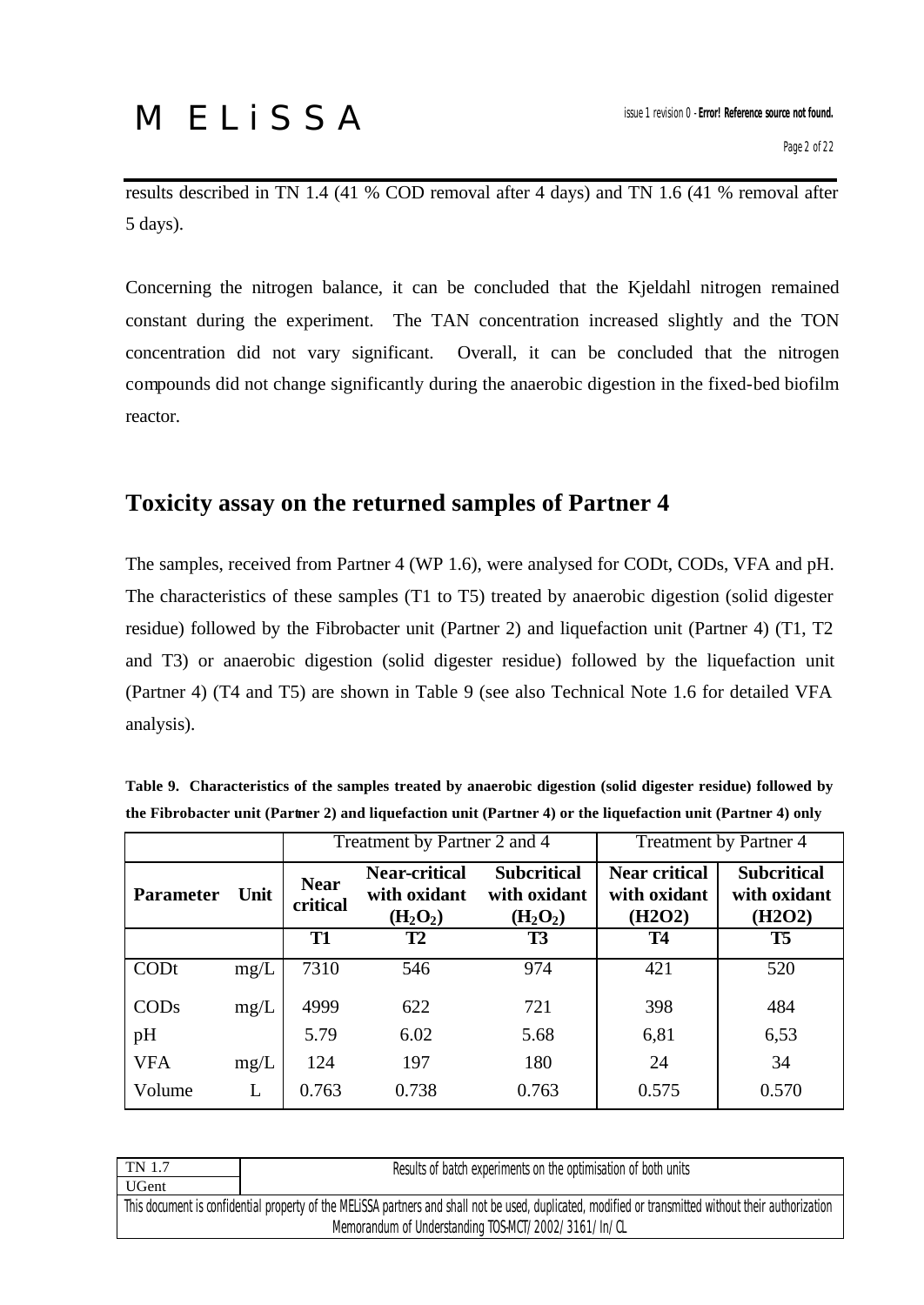results described in TN 1.4 (41 % COD removal after 4 days) and TN 1.6 (41 % removal after 5 days).

Concerning the nitrogen balance, it can be concluded that the Kjeldahl nitrogen remained constant during the experiment. The TAN concentration increased slightly and the TON concentration did not vary significant. Overall, it can be concluded that the nitrogen compounds did not change significantly during the anaerobic digestion in the fixed-bed biofilm reactor.

## Toxicity assay on the returned samples of Partner 4

The samples, received from Partner 4 (WP 1.6), were analysed for CODt, CODs, VFA and pH. The characteristics of these samples (T1 to T5) treated by anaerobic digestion (solid digester residue) followed by the Fibrobacter unit (Partner 2) and liquefaction unit (Partner 4) (T1, T2 and T3) or anaerobic digestion (solid digester residue) followed by the liquefaction unit (Partner 4) (T4 and T5) are shown in Table 9 (see also Technical Note 1.6 for detailed VFA analysis).

**Table 9. Characteristics of the samples treated by anaerobic digestion (solid digester residue) followed by the Fibrobacter unit (Partner 2) and liquefaction unit (Partner 4) or the liquefaction unit (Partner 4) only**

| | | Treatment by Partner 2 and 4 | | | Treatment by Partner 4 | |
|---|---|---|---|---|---|---|
| **Parameter** | **Unit** | **Near critical** | **Near-critical with oxidant ($H_2O_2$)** | **Subcritical with oxidant ($H_2O_2$)** | **Near critical with oxidant (H2O2)** | **Subcritical with oxidant (H2O2)** |
| | | **T1** | **T2** | **T3** | **T4** | **T5** |
| CODt | mg/L | 7310 | 546 | 974 | 421 | 520 |
| CODs | mg/L | 4999 | 622 | 721 | 398 | 484 |
| pH | | 5.79 | 6.02 | 5.68 | 6,81 | 6,53 |
| VFA | mg/L | 124 | 197 | 180 | 24 | 34 |
| Volume | L | 0.763 | 0.738 | 0.763 | 0.575 | 0.570 |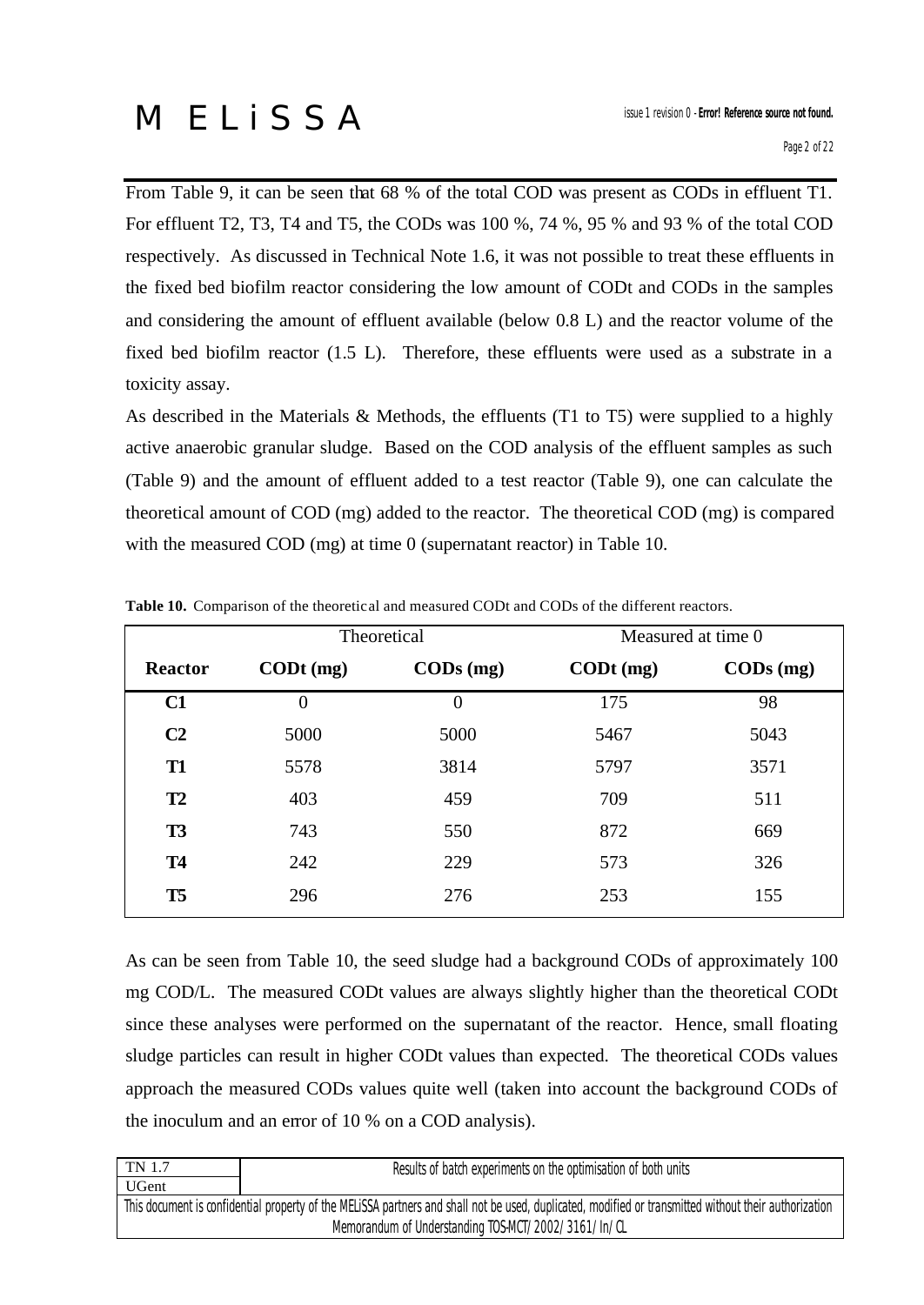From Table 9, it can be seen that 68 % of the total COD was present as CODs in effluent T1. For effluent T2, T3, T4 and T5, the CODs was 100 %, 74 %, 95 % and 93 % of the total COD respectively. As discussed in Technical Note 1.6, it was not possible to treat these effluents in the fixed bed biofilm reactor considering the low amount of CODt and CODs in the samples and considering the amount of effluent available (below 0.8 L) and the reactor volume of the fixed bed biofilm reactor (1.5 L). Therefore, these effluents were used as a substrate in a toxicity assay.

As described in the Materials & Methods, the effluents (T1 to T5) were supplied to a highly active anaerobic granular sludge. Based on the COD analysis of the effluent samples as such (Table 9) and the amount of effluent added to a test reactor (Table 9), one can calculate the theoretical amount of COD (mg) added to the reactor. The theoretical COD (mg) is compared with the measured COD (mg) at time 0 (supernatant reactor) in Table 10.

**Table 10.** Comparison of the theoretical and measured CODt and CODs of the different reactors.

| | Theoretical | | Measured at time 0 | |
|---|---|---|---|---|
| **Reactor** | **CODt (mg)** | **CODs (mg)** | **CODt (mg)** | **CODs (mg)** |
| **C1** | 0 | 0 | 175 | 98 |
| **C2** | 5000 | 5000 | 5467 | 5043 |
| **T1** | 5578 | 3814 | 5797 | 3571 |
| **T2** | 403 | 459 | 709 | 511 |
| **T3** | 743 | 550 | 872 | 669 |
| **T4** | 242 | 229 | 573 | 326 |
| **T5** | 296 | 276 | 253 | 155 |

As can be seen from Table 10, the seed sludge had a background CODs of approximately 100 mg COD/L. The measured CODt values are always slightly higher than the theoretical CODt since these analyses were performed on the supernatant of the reactor. Hence, small floating sludge particles can result in higher CODt values than expected. The theoretical CODs values approach the measured CODs values quite well (taken into account the background CODs of the inoculum and an error of 10 % on a COD analysis).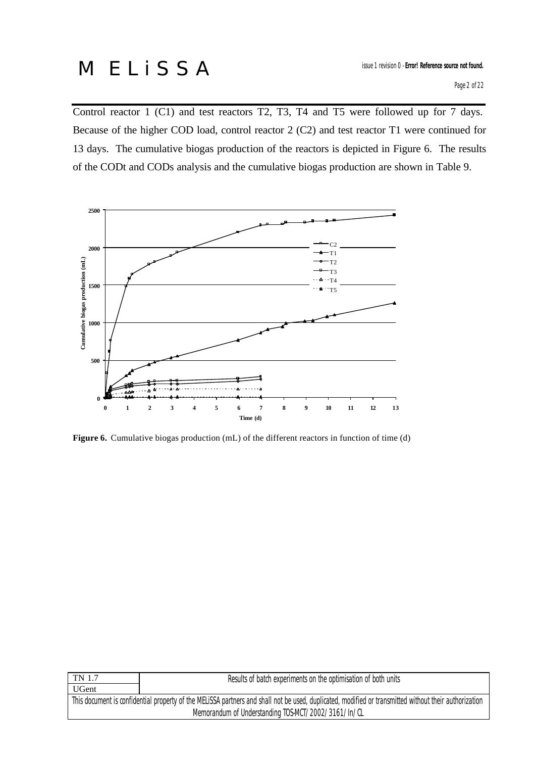Control reactor 1 (C1) and test reactors T2, T3, T4 and T5 were followed up for 7 days. Because of the higher COD load, control reactor 2 (C2) and test reactor T1 were continued for 13 days. The cumulative biogas production of the reactors is depicted in Figure 6. The results of the CODt and CODs analysis and the cumulative biogas production are shown in Table 9.

**Figure 6.** Cumulative biogas production (mL) of the different reactors in function of time (d)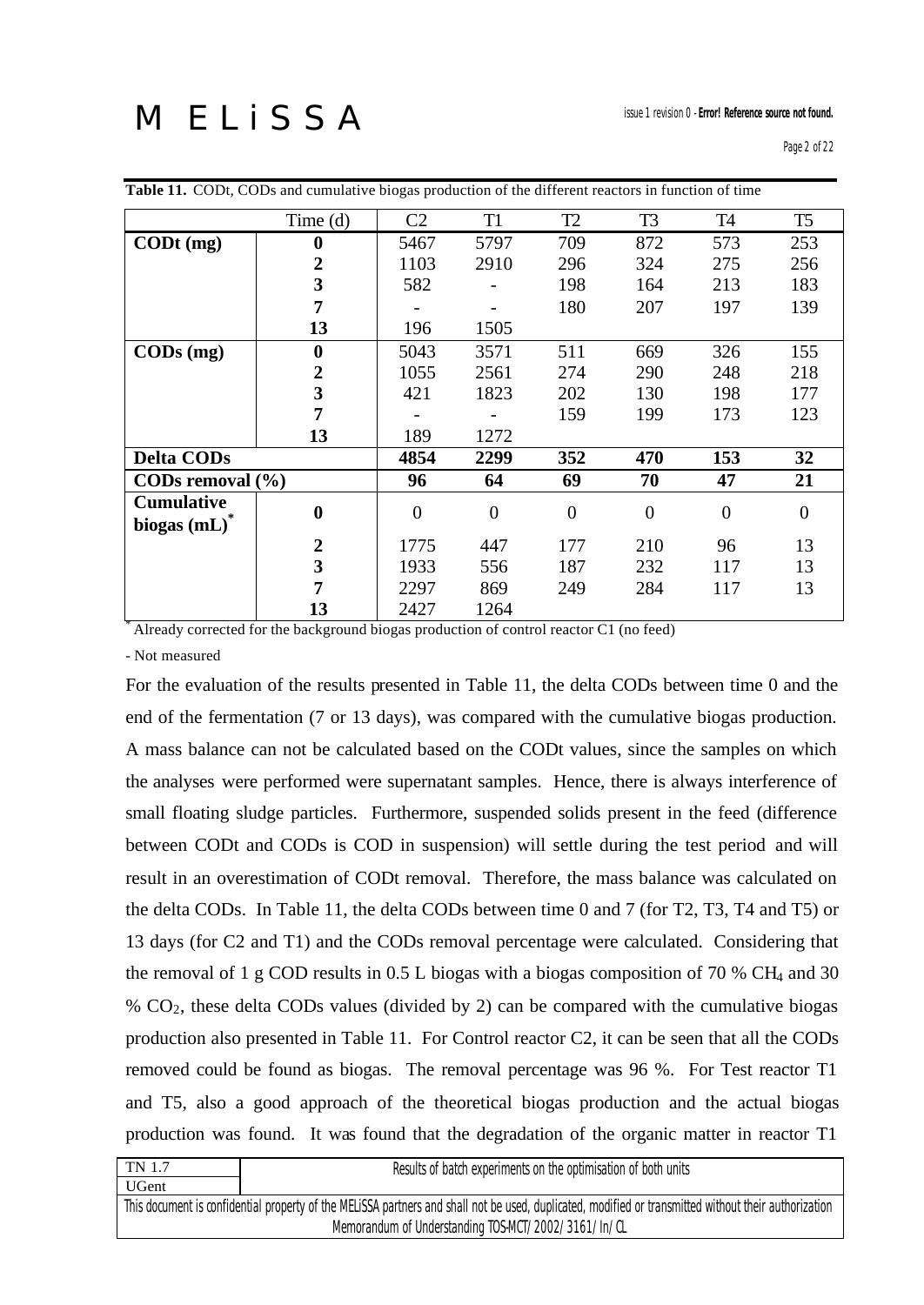**Table 11.** CODt, CODs and cumulative biogas production of the different reactors in function of time

| | Time (d) | C2 | T1 | T2 | T3 | T4 | T5 |
|---|---|---|---|---|---|---|---|
| **CODt (mg)** | **0** | 5467 | 5797 | 709 | 872 | 573 | 253 |
| | **2** | 1103 | 2910 | 296 | 324 | 275 | 256 |
| | **3** | 582 | - | 198 | 164 | 213 | 183 |
| | **7** | - | - | 180 | 207 | 197 | 139 |
| | **13** | 196 | 1505 | | | | |
| **CODs (mg)** | **0** | 5043 | 3571 | 511 | 669 | 326 | 155 |
| | **2** | 1055 | 2561 | 274 | 290 | 248 | 218 |
| | **3** | 421 | 1823 | 202 | 130 | 198 | 177 |
| | **7** | - | - | 159 | 199 | 173 | 123 |
| | **13** | 189 | 1272 | | | | |
| **Delta CODs** | | **4854** | **2299** | **352** | **470** | **153** | **32** |
| **CODs removal (%)** | | **96** | **64** | **69** | **70** | **47** | **21** |
| **Cumulative biogas (mL)*** | **0** | 0 | 0 | 0 | 0 | 0 | 0 |
| | **2** | 1775 | 447 | 177 | 210 | 96 | 13 |
| | **3** | 1933 | 556 | 187 | 232 | 117 | 13 |
| | **7** | 2297 | 869 | 249 | 284 | 117 | 13 |
| | **13** | 2427 | 1264 | | | | |

\* Already corrected for the background biogas production of control reactor C1 (no feed)

\- Not measured

For the evaluation of the results presented in Table 11, the delta CODs between time 0 and the end of the fermentation (7 or 13 days), was compared with the cumulative biogas production. A mass balance can not be calculated based on the CODt values, since the samples on which the analyses were performed were supernatant samples. Hence, there is always interference of small floating sludge particles. Furthermore, suspended solids present in the feed (difference between CODt and CODs is COD in suspension) will settle during the test period and will result in an overestimation of CODt removal. Therefore, the mass balance was calculated on the delta CODs. In Table 11, the delta CODs between time 0 and 7 (for T2, T3, T4 and T5) or 13 days (for C2 and T1) and the CODs removal percentage were calculated. Considering that the removal of 1 g COD results in 0.5 L biogas with a biogas composition of 70 % $CH_4$ and 30 % $CO_2$, these delta CODs values (divided by 2) can be compared with the cumulative biogas production also presented in Table 11. For Control reactor C2, it can be seen that all the CODs removed could be found as biogas. The removal percentage was 96 %. For Test reactor T1 and T5, also a good approach of the theoretical biogas production and the actual biogas production was found. It was found that the degradation of the organic matter in reactor T1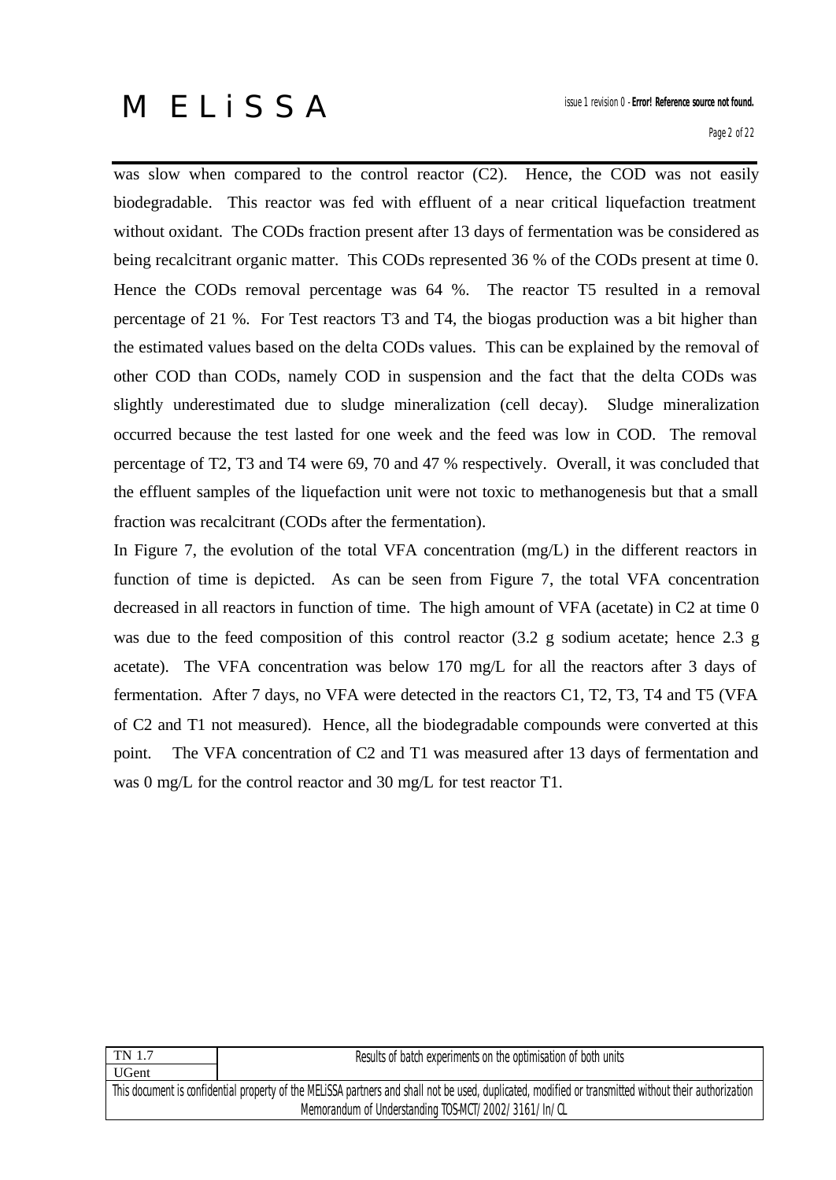was slow when compared to the control reactor (C2). Hence, the COD was not easily biodegradable. This reactor was fed with effluent of a near critical liquefaction treatment without oxidant. The CODs fraction present after 13 days of fermentation was be considered as being recalcitrant organic matter. This CODs represented 36 % of the CODs present at time 0. Hence the CODs removal percentage was 64 %. The reactor T5 resulted in a removal percentage of 21 %. For Test reactors T3 and T4, the biogas production was a bit higher than the estimated values based on the delta CODs values. This can be explained by the removal of other COD than CODs, namely COD in suspension and the fact that the delta CODs was slightly underestimated due to sludge mineralization (cell decay). Sludge mineralization occurred because the test lasted for one week and the feed was low in COD. The removal percentage of T2, T3 and T4 were 69, 70 and 47 % respectively. Overall, it was concluded that the effluent samples of the liquefaction unit were not toxic to methanogenesis but that a small fraction was recalcitrant (CODs after the fermentation).

In Figure 7, the evolution of the total VFA concentration (mg/L) in the different reactors in function of time is depicted. As can be seen from Figure 7, the total VFA concentration decreased in all reactors in function of time. The high amount of VFA (acetate) in C2 at time 0 was due to the feed composition of this control reactor (3.2 g sodium acetate; hence 2.3 g acetate). The VFA concentration was below 170 mg/L for all the reactors after 3 days of fermentation. After 7 days, no VFA were detected in the reactors C1, T2, T3, T4 and T5 (VFA of C2 and T1 not measured). Hence, all the biodegradable compounds were converted at this point. The VFA concentration of C2 and T1 was measured after 13 days of fermentation and was 0 mg/L for the control reactor and 30 mg/L for test reactor T1.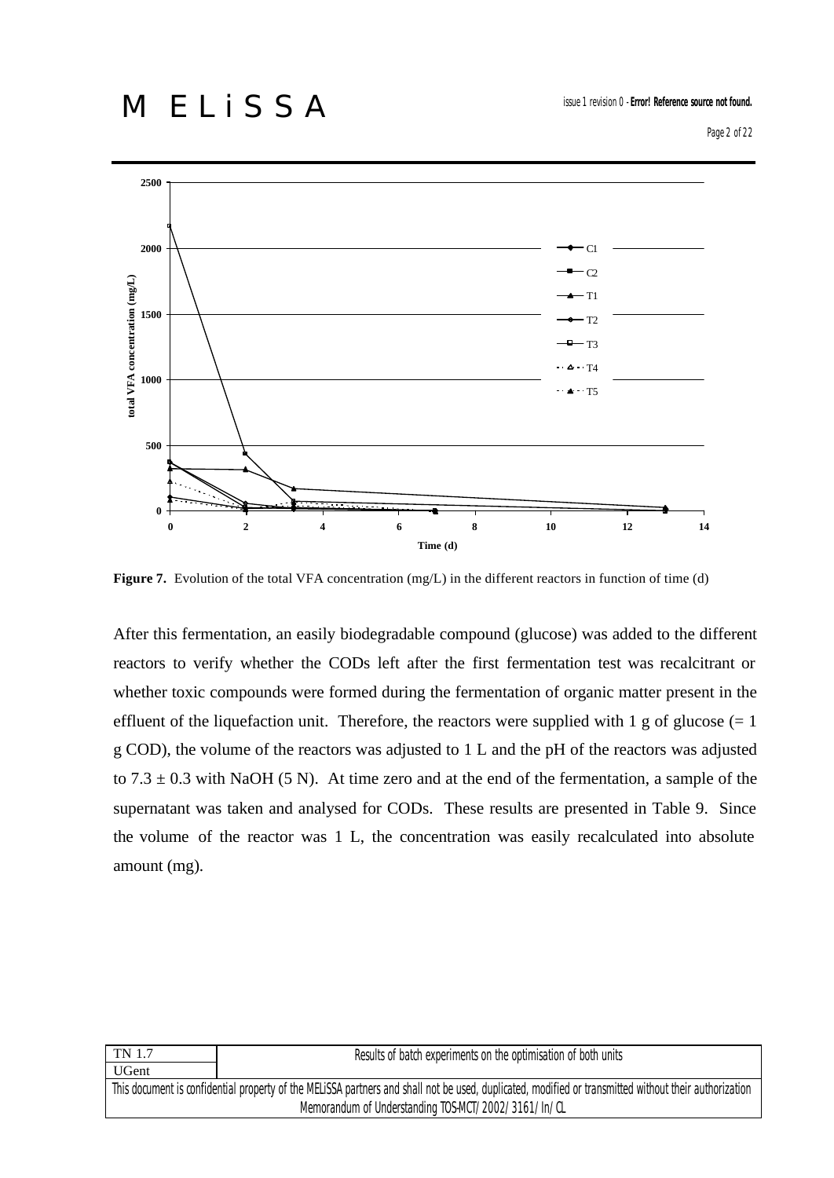**Figure 7.** Evolution of the total VFA concentration (mg/L) in the different reactors in function of time (d)

After this fermentation, an easily biodegradable compound (glucose) was added to the different reactors to verify whether the CODs left after the first fermentation test was recalcitrant or whether toxic compounds were formed during the fermentation of organic matter present in the effluent of the liquefaction unit. Therefore, the reactors were supplied with 1 g of glucose (= 1 g COD), the volume of the reactors was adjusted to 1 L and the pH of the reactors was adjusted to $7.3 \pm 0.3$ with NaOH (5 N). At time zero and at the end of the fermentation, a sample of the supernatant was taken and analysed for CODs. These results are presented in Table 9. Since the volume of the reactor was 1 L, the concentration was easily recalculated into absolute amount (mg).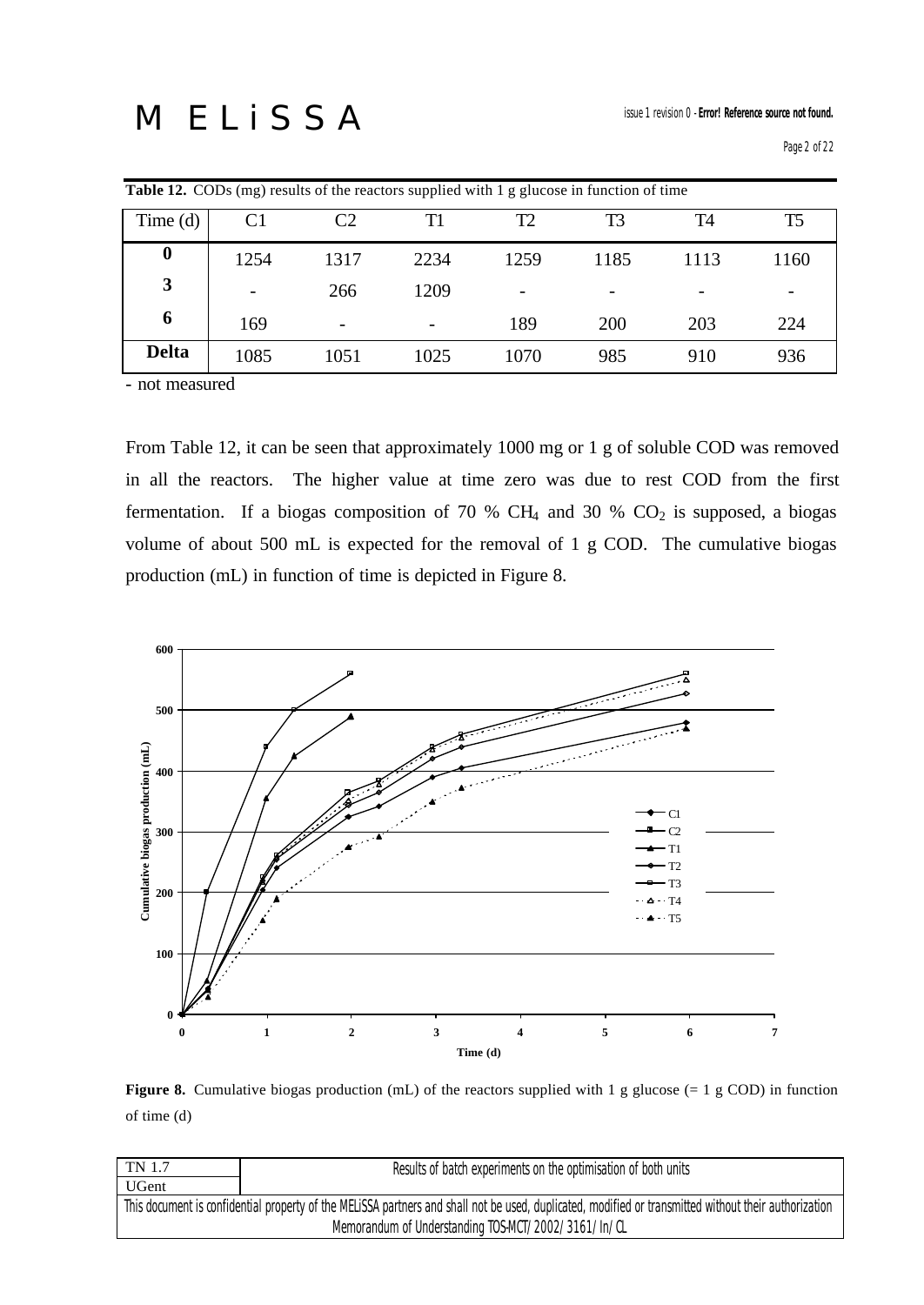**Table 12.** CODs (mg) results of the reactors supplied with 1 g glucose in function of time

| Time (d) | C1 | C2 | T1 | T2 | T3 | T4 | T5 |
|---|---|---|---|---|---|---|---|
| **0** | 1254 | 1317 | 2234 | 1259 | 1185 | 1113 | 1160 |
| **3** | - | 266 | 1209 | - | - | - | - |
| **6** | 169 | - | - | 189 | 200 | 203 | 224 |
| **Delta** | 1085 | 1051 | 1025 | 1070 | 985 | 910 | 936 |

- not measured

From Table 12, it can be seen that approximately 1000 mg or 1 g of soluble COD was removed in all the reactors. The higher value at time zero was due to rest COD from the first fermentation. If a biogas composition of 70 % $CH_4$ and 30 % $CO_2$ is supposed, a biogas volume of about 500 mL is expected for the removal of 1 g COD. The cumulative biogas production (mL) in function of time is depicted in Figure 8.

**Figure 8.** Cumulative biogas production (mL) of the reactors supplied with 1 g glucose (= 1 g COD) in function of time (d)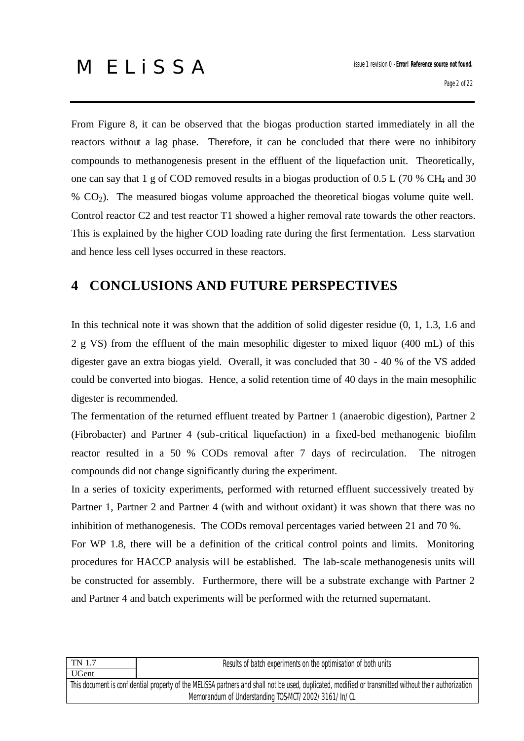From Figure 8, it can be observed that the biogas production started immediately in all the reactors without a lag phase. Therefore, it can be concluded that there were no inhibitory compounds to methanogenesis present in the effluent of the liquefaction unit. Theoretically, one can say that 1 g of COD removed results in a biogas production of 0.5 L (70 % $CH_4$ and 30 % $CO_2$). The measured biogas volume approached the theoretical biogas volume quite well. Control reactor C2 and test reactor T1 showed a higher removal rate towards the other reactors. This is explained by the higher COD loading rate during the first fermentation. Less starvation and hence less cell lyses occurred in these reactors.

# 4 CONCLUSIONS AND FUTURE PERSPECTIVES

In this technical note it was shown that the addition of solid digester residue (0, 1, 1.3, 1.6 and 2 g VS) from the effluent of the main mesophilic digester to mixed liquor (400 mL) of this digester gave an extra biogas yield. Overall, it was concluded that 30 - 40 % of the VS added could be converted into biogas. Hence, a solid retention time of 40 days in the main mesophilic digester is recommended.

The fermentation of the returned effluent treated by Partner 1 (anaerobic digestion), Partner 2 (Fibrobacter) and Partner 4 (sub-critical liquefaction) in a fixed-bed methanogenic biofilm reactor resulted in a 50 % CODs removal after 7 days of recirculation. The nitrogen compounds did not change significantly during the experiment.

In a series of toxicity experiments, performed with returned effluent successively treated by Partner 1, Partner 2 and Partner 4 (with and without oxidant) it was shown that there was no inhibition of methanogenesis. The CODs removal percentages varied between 21 and 70 %.

For WP 1.8, there will be a definition of the critical control points and limits. Monitoring procedures for HACCP analysis will be established. The lab-scale methanogenesis units will be constructed for assembly. Furthermore, there will be a substrate exchange with Partner 2 and Partner 4 and batch experiments will be performed with the returned supernatant.